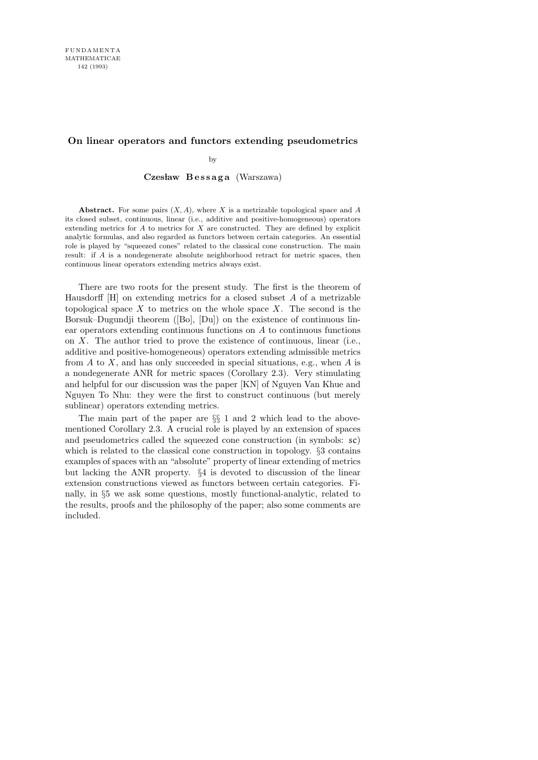# On linear operators and functors extending pseudometrics

by

**Czesław Bessaga** (Warszawa)

**Abstract.** For some pairs $(X, A)$, where $X$ is a metrizable topological space and $A$ its closed subset, continuous, linear (i.e., additive and positive-homogeneous) operators extending metrics for $A$ to metrics for $X$ are constructed. They are defined by explicit analytic formulas, and also regarded as functors between certain categories. An essential role is played by "squeezed cones" related to the classical cone construction. The main result: if $A$ is a nondegenerate absolute neighborhood retract for metric spaces, then continuous linear operators extending metrics always exist.

There are two roots for the present study. The first is the theorem of Hausdorff [H] on extending metrics for a closed subset $A$ of a metrizable topological space $X$ to metrics on the whole space $X$. The second is the Borsuk–Dugundji theorem ([Bo], [Du]) on the existence of continuous linear operators extending continuous functions on $A$ to continuous functions on $X$. The author tried to prove the existence of continuous, linear (i.e., additive and positive-homogeneous) operators extending admissible metrics from $A$ to $X$, and has only succeeded in special situations, e.g., when $A$ is a nondegenerate ANR for metric spaces (Corollary 2.3). Very stimulating and helpful for our discussion was the paper [KN] of Nguyen Van Khue and Nguyen To Nhu: they were the first to construct continuous (but merely sublinear) operators extending metrics.

The main part of the paper are §§ 1 and 2 which lead to the above-mentioned Corollary 2.3. A crucial role is played by an extension of spaces and pseudometrics called the squeezed cone construction (in symbols: $\mathsf{sc}$) which is related to the classical cone construction in topology. §3 contains examples of spaces with an "absolute" property of linear extending of metrics but lacking the ANR property. §4 is devoted to discussion of the linear extension constructions viewed as functors between certain categories. Finally, in §5 we ask some questions, mostly functional-analytic, related to the results, proofs and the philosophy of the paper; also some comments are included.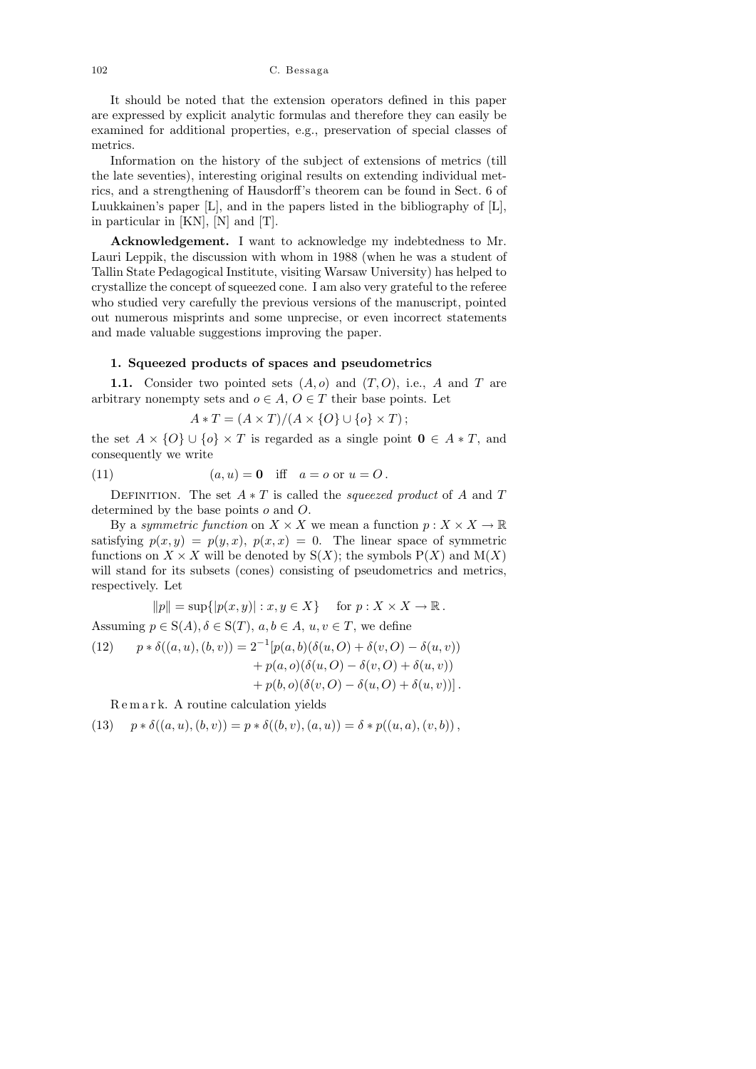It should be noted that the extension operators defined in this paper are expressed by explicit analytic formulas and therefore they can easily be examined for additional properties, e.g., preservation of special classes of metrics.

Information on the history of the subject of extensions of metrics (till the late seventies), interesting original results on extending individual metrics, and a strengthening of Hausdorff's theorem can be found in Sect. 6 of Luukkainen's paper [L], and in the papers listed in the bibliography of [L], in particular in [KN], [N] and [T].

**Acknowledgement.** I want to acknowledge my indebtedness to Mr. Lauri Leppik, the discussion with whom in 1988 (when he was a student of Tallin State Pedagogical Institute, visiting Warsaw University) has helped to crystallize the concept of squeezed cone. I am also very grateful to the referee who studied very carefully the previous versions of the manuscript, pointed out numerous misprints and some unprecise, or even incorrect statements and made valuable suggestions improving the paper.

### 1. Squeezed products of spaces and pseudometrics

**1.1.** Consider two pointed sets $(A, o)$ and $(T, O)$, i.e., $A$ and $T$ are arbitrary nonempty sets and $o \in A$, $O \in T$ their base points. Let

$$A * T = (A \times T)/(A \times \{O\} \cup \{o\} \times T)\,;$$

the set $A \times \{O\} \cup \{o\} \times T$ is regarded as a single point $\mathbf{0} \in A * T$, and consequently we write

$$(a, u) = \mathbf{0} \quad \text{iff} \quad a = o \text{ or } u = O\,. \tag{11}$$

Definition. The set $A * T$ is called the *squeezed product* of $A$ and $T$ determined by the base points $o$ and $O$.

By a *symmetric function* on $X \times X$ we mean a function $p : X \times X \to \mathbb{R}$ satisfying $p(x, y) = p(y, x)$, $p(x, x) = 0$. The linear space of symmetric functions on $X \times X$ will be denoted by $\mathrm{S}(X)$; the symbols $\mathrm{P}(X)$ and $\mathrm{M}(X)$ will stand for its subsets (cones) consisting of pseudometrics and metrics, respectively. Let

$$\|p\| = \sup\{|p(x, y)| : x, y \in X\} \quad \text{ for } p : X \times X \to \mathbb{R}\,.$$

Assuming $p \in \mathrm{S}(A), \delta \in \mathrm{S}(T)$, $a, b \in A$, $u, v \in T$, we define

$$\begin{aligned} p * \delta((a, u), (b, v)) = 2^{-1}[&p(a, b)(\delta(u, O) + \delta(v, O) - \delta(u, v)) \\ &+ p(a, o)(\delta(u, O) - \delta(v, O) + \delta(u, v)) \\ &+ p(b, o)(\delta(v, O) - \delta(u, O) + \delta(u, v))]\,. \end{aligned} \tag{12}$$

Remark. A routine calculation yields

$$p * \delta((a, u), (b, v)) = p * \delta((b, v), (a, u)) = \delta * p((u, a), (v, b))\,, \tag{13}$$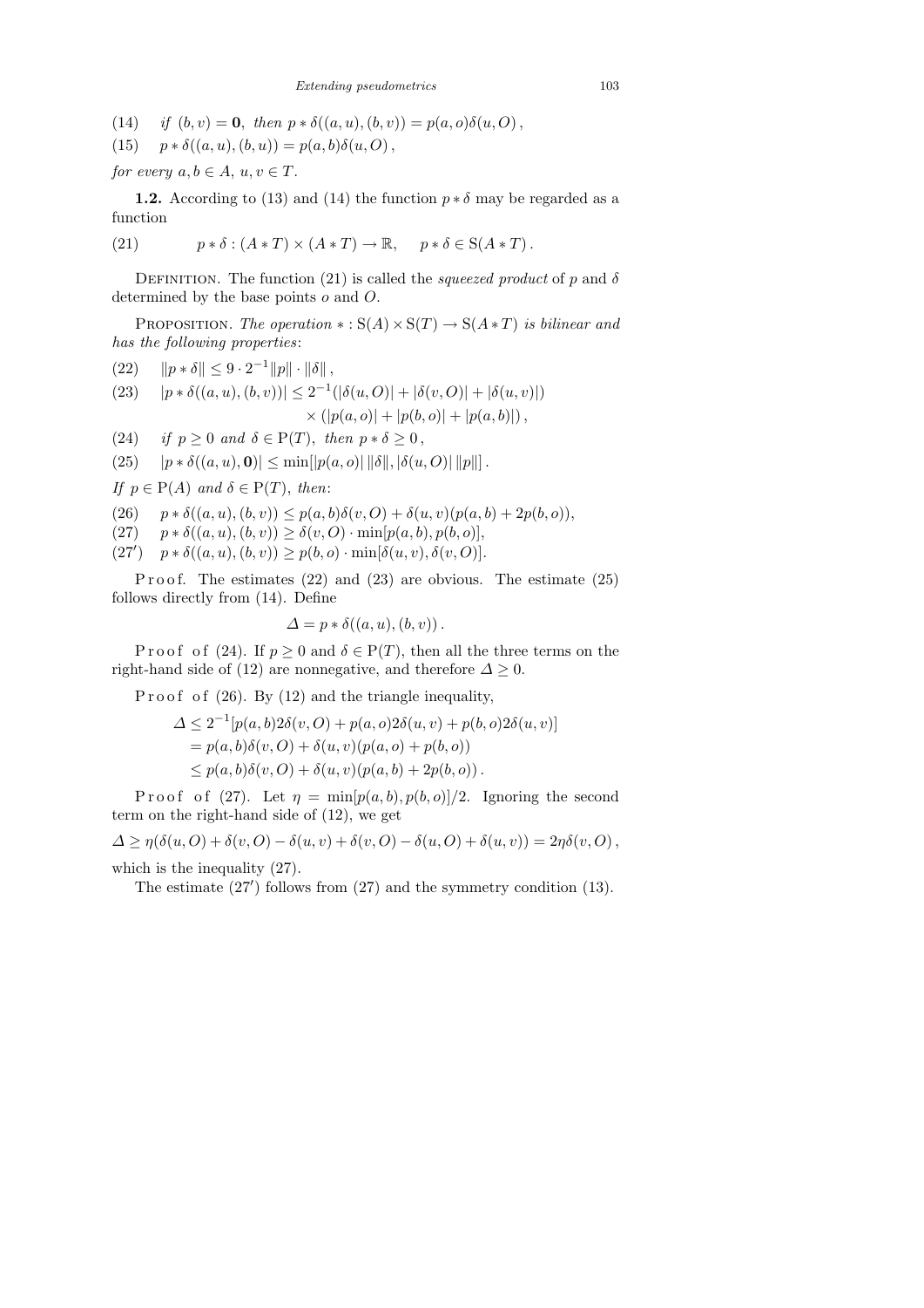(14) *if* $(b, v) = \mathbf{0}$, *then* $p * \delta((a, u), (b, v)) = p(a, o)\delta(u, O)$,

(15) $p * \delta((a, u), (b, u)) = p(a, b)\delta(u, O)$,

*for every* $a, b \in A$, $u, v \in T$.

**1.2.** According to (13) and (14) the function $p * \delta$ may be regarded as a function

$$p * \delta : (A * T) \times (A * T) \to \mathbb{R}, \quad p * \delta \in \mathrm{S}(A * T). \tag{21}$$

Definition. The function (21) is called the *squeezed product* of $p$ and $\delta$ determined by the base points $o$ and $O$.

Proposition. *The operation* $* : \mathrm{S}(A) \times \mathrm{S}(T) \to \mathrm{S}(A * T)$ *is bilinear and has the following properties*:

(22) $\|p * \delta\| \le 9 \cdot 2^{-1} \|p\| \cdot \|\delta\|$,

(23) $|p * \delta((a, u), (b, v))| \le 2^{-1}(|\delta(u, O)| + |\delta(v, O)| + |\delta(u, v)|) \times (|p(a, o)| + |p(b, o)| + |p(a, b)|)$,

(24) *if* $p \ge 0$ *and* $\delta \in \mathrm{P}(T)$, *then* $p * \delta \ge 0$,

(25) $|p * \delta((a, u), \mathbf{0})| \le \min[|p(a, o)| \, \|\delta\|, |\delta(u, O)| \, \|p\|]$.

*If* $p \in \mathrm{P}(A)$ *and* $\delta \in \mathrm{P}(T)$, *then*:

(26) $p * \delta((a, u), (b, v)) \le p(a, b)\delta(v, O) + \delta(u, v)(p(a, b) + 2p(b, o))$,

(27) $p * \delta((a, u), (b, v)) \ge \delta(v, O) \cdot \min[p(a, b), p(b, o)]$,

(27′) $p * \delta((a, u), (b, v)) \ge p(b, o) \cdot \min[\delta(u, v), \delta(v, O)]$.

Proof. The estimates (22) and (23) are obvious. The estimate (25) follows directly from (14). Define

$$\Delta = p * \delta((a, u), (b, v)).$$

Proof of (24). If $p \ge 0$ and $\delta \in \mathrm{P}(T)$, then all the three terms on the right-hand side of (12) are nonnegative, and therefore $\Delta \ge 0$.

Proof of (26). By (12) and the triangle inequality,

$$\begin{aligned}
\Delta &\le 2^{-1}[p(a, b)2\delta(v, O) + p(a, o)2\delta(u, v) + p(b, o)2\delta(u, v)] \\
&= p(a, b)\delta(v, O) + \delta(u, v)(p(a, o) + p(b, o)) \\
&\le p(a, b)\delta(v, O) + \delta(u, v)(p(a, b) + 2p(b, o)).
\end{aligned}$$

Proof of (27). Let $\eta = \min[p(a, b), p(b, o)]/2$. Ignoring the second term on the right-hand side of (12), we get

$$\Delta \ge \eta(\delta(u, O) + \delta(v, O) - \delta(u, v) + \delta(v, O) - \delta(u, O) + \delta(u, v)) = 2\eta\delta(v, O),$$

which is the inequality (27).

The estimate (27′) follows from (27) and the symmetry condition (13).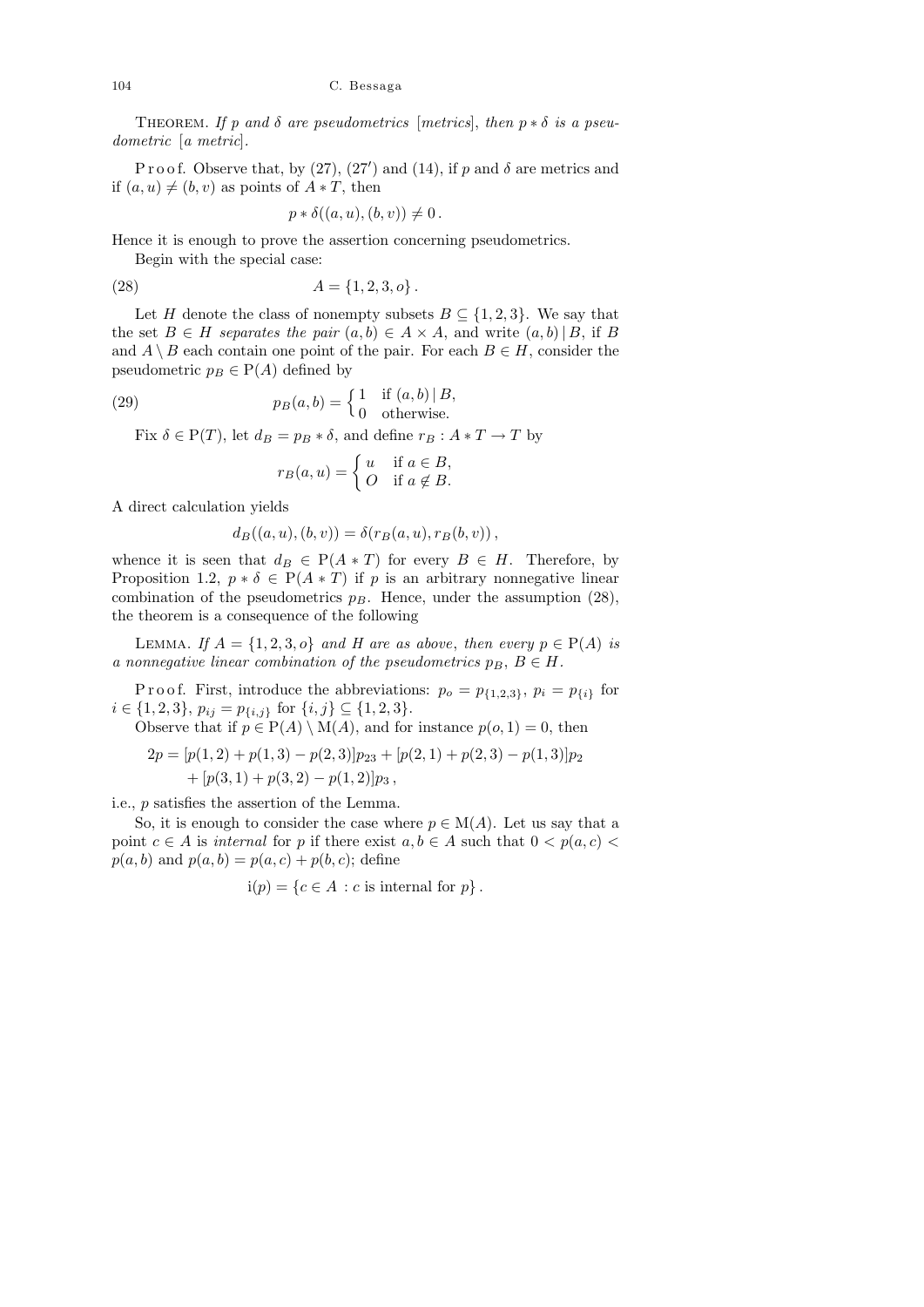THEOREM. *If $p$ and $\delta$ are pseudometrics [metrics], then $p * \delta$ is a pseudometric [a metric].*

Proof. Observe that, by (27), (27′) and (14), if $p$ and $\delta$ are metrics and if $(a,u) \neq (b,v)$ as points of $A * T$, then

$$p * \delta((a,u),(b,v)) \neq 0 .$$

Hence it is enough to prove the assertion concerning pseudometrics.

Begin with the special case:

$$A = \{1,2,3,o\} . \tag{28}$$

Let $H$ denote the class of nonempty subsets $B \subseteq \{1,2,3\}$. We say that the set $B \in H$ *separates the pair* $(a,b) \in A \times A$, and write $(a,b) \mid B$, if $B$ and $A \setminus B$ each contain one point of the pair. For each $B \in H$, consider the pseudometric $p_B \in \mathrm{P}(A)$ defined by

$$p_B(a,b) = \begin{cases} 1 & \text{if } (a,b) \mid B, \\ 0 & \text{otherwise.} \end{cases} \tag{29}$$

Fix $\delta \in \mathrm{P}(T)$, let $d_B = p_B * \delta$, and define $r_B : A * T \to T$ by

$$r_B(a,u) = \begin{cases} u & \text{if } a \in B, \\ O & \text{if } a \notin B. \end{cases}$$

A direct calculation yields

$$d_B((a,u),(b,v)) = \delta(r_B(a,u), r_B(b,v)) ,$$

whence it is seen that $d_B \in \mathrm{P}(A * T)$ for every $B \in H$. Therefore, by Proposition 1.2, $p * \delta \in \mathrm{P}(A * T)$ if $p$ is an arbitrary nonnegative linear combination of the pseudometrics $p_B$. Hence, under the assumption (28), the theorem is a consequence of the following

LEMMA. *If $A = \{1,2,3,o\}$ and $H$ are as above, then every $p \in \mathrm{P}(A)$ is a nonnegative linear combination of the pseudometrics $p_B$, $B \in H$.*

Proof. First, introduce the abbreviations: $p_o = p_{\{1,2,3\}}$, $p_i = p_{\{i\}}$ for $i \in \{1,2,3\}$, $p_{ij} = p_{\{i,j\}}$ for $\{i,j\} \subseteq \{1,2,3\}$.

Observe that if $p \in \mathrm{P}(A) \setminus \mathrm{M}(A)$, and for instance $p(o,1) = 0$, then

$$\begin{aligned} 2p = {} & [p(1,2) + p(1,3) - p(2,3)]p_{23} + [p(2,1) + p(2,3) - p(1,3)]p_2 \\ & + [p(3,1) + p(3,2) - p(1,2)]p_3 , \end{aligned}$$

i.e., $p$ satisfies the assertion of the Lemma.

So, it is enough to consider the case where $p \in \mathrm{M}(A)$. Let us say that a point $c \in A$ is *internal* for $p$ if there exist $a,b \in A$ such that $0 < p(a,c) < p(a,b)$ and $p(a,b) = p(a,c) + p(b,c)$; define

$$\mathrm{i}(p) = \{c \in A : c \text{ is internal for } p\} .$$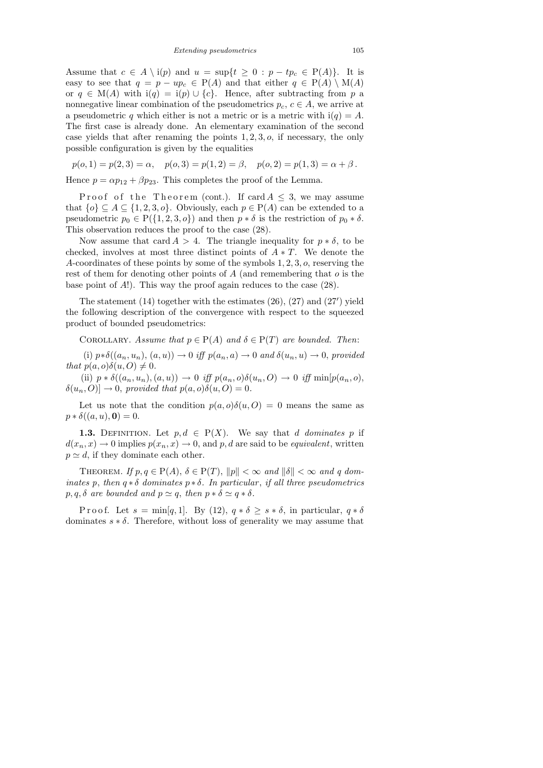Assume that $c \in A \setminus \mathrm{i}(p)$ and $u = \sup\{t \geq 0 : p - tp_c \in \mathrm{P}(A)\}$. It is easy to see that $q = p - up_c \in \mathrm{P}(A)$ and that either $q \in \mathrm{P}(A) \setminus \mathrm{M}(A)$ or $q \in \mathrm{M}(A)$ with $\mathrm{i}(q) = \mathrm{i}(p) \cup \{c\}$. Hence, after subtracting from $p$ a nonnegative linear combination of the pseudometrics $p_c$, $c \in A$, we arrive at a pseudometric $q$ which either is not a metric or is a metric with $\mathrm{i}(q) = A$. The first case is already done. An elementary examination of the second case yields that after renaming the points $1, 2, 3, o$, if necessary, the only possible configuration is given by the equalities

$$p(o,1) = p(2,3) = \alpha, \quad p(o,3) = p(1,2) = \beta, \quad p(o,2) = p(1,3) = \alpha + \beta\,.$$

Hence $p = \alpha p_{12} + \beta p_{23}$. This completes the proof of the Lemma.

Proof of the Theorem (cont.). If $\operatorname{card} A \leq 3$, we may assume that $\{o\} \subseteq A \subseteq \{1, 2, 3, o\}$. Obviously, each $p \in \mathrm{P}(A)$ can be extended to a pseudometric $p_0 \in \mathrm{P}(\{1, 2, 3, o\})$ and then $p * \delta$ is the restriction of $p_0 * \delta$. This observation reduces the proof to the case (28).

Now assume that $\operatorname{card} A > 4$. The triangle inequality for $p * \delta$, to be checked, involves at most three distinct points of $A * T$. We denote the $A$-coordinates of these points by some of the symbols $1, 2, 3, o$, reserving the rest of them for denoting other points of $A$ (and remembering that $o$ is the base point of $A$!). This way the proof again reduces to the case (28).

The statement (14) together with the estimates (26), (27) and (27′) yield the following description of the convergence with respect to the squeezed product of bounded pseudometrics:

Corollary. *Assume that $p \in \mathrm{P}(A)$ and $\delta \in \mathrm{P}(T)$ are bounded. Then*:

(i) $p * \delta((a_n, u_n), (a, u)) \to 0$ *iff* $p(a_n, a) \to 0$ *and* $\delta(u_n, u) \to 0$, *provided that* $p(a, o)\delta(u, O) \neq 0$.

(ii) $p * \delta((a_n, u_n), (a, u)) \to 0$ *iff* $p(a_n, o)\delta(u_n, O) \to 0$ *iff* $\min[p(a_n, o), \delta(u_n, O)] \to 0$, *provided that* $p(a, o)\delta(u, O) = 0$.

Let us note that the condition $p(a, o)\delta(u, O) = 0$ means the same as $p * \delta((a, u), \mathbf{0}) = 0$.

**1.3.** Definition. Let $p, d \in \mathrm{P}(X)$. We say that $d$ *dominates* $p$ if $d(x_n, x) \to 0$ implies $p(x_n, x) \to 0$, and $p, d$ are said to be *equivalent*, written $p \simeq d$, if they dominate each other.

Theorem. *If $p, q \in \mathrm{P}(A)$, $\delta \in \mathrm{P}(T)$, $\|p\| < \infty$ and $\|\delta\| < \infty$ and $q$ dominates $p$, then $q * \delta$ dominates $p * \delta$. In particular, if all three pseudometrics $p, q, \delta$ are bounded and $p \simeq q$, then $p * \delta \simeq q * \delta$.*

Proof. Let $s = \min[q, 1]$. By (12), $q * \delta \geq s * \delta$, in particular, $q * \delta$ dominates $s * \delta$. Therefore, without loss of generality we may assume that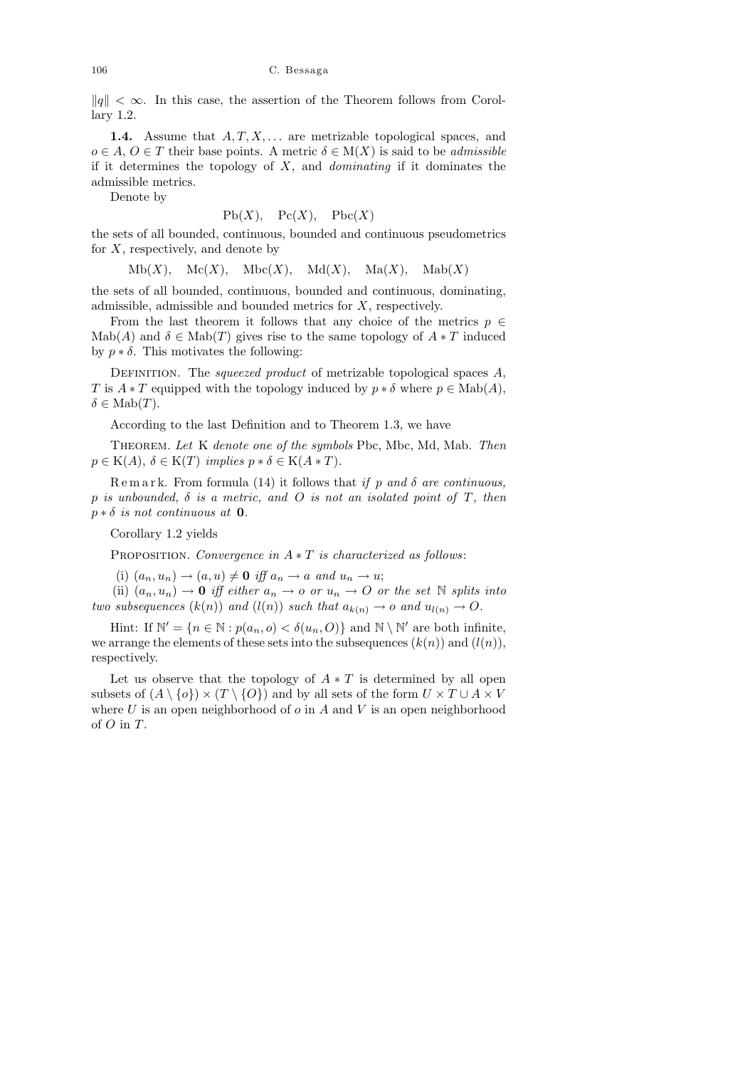$\|q\| < \infty$. In this case, the assertion of the Theorem follows from Corollary 1.2.

**1.4.** Assume that $A, T, X, \ldots$ are metrizable topological spaces, and $o \in A$, $O \in T$ their base points. A metric $\delta \in \mathrm{M}(X)$ is said to be *admissible* if it determines the topology of $X$, and *dominating* if it dominates the admissible metrics.

Denote by

$$\mathrm{Pb}(X), \quad \mathrm{Pc}(X), \quad \mathrm{Pbc}(X)$$

the sets of all bounded, continuous, bounded and continuous pseudometrics for $X$, respectively, and denote by

$$\mathrm{Mb}(X), \quad \mathrm{Mc}(X), \quad \mathrm{Mbc}(X), \quad \mathrm{Md}(X), \quad \mathrm{Ma}(X), \quad \mathrm{Mab}(X)$$

the sets of all bounded, continuous, bounded and continuous, dominating, admissible, admissible and bounded metrics for $X$, respectively.

From the last theorem it follows that any choice of the metrics $p \in \mathrm{Mab}(A)$ and $\delta \in \mathrm{Mab}(T)$ gives rise to the same topology of $A * T$ induced by $p * \delta$. This motivates the following:

Definition. The *squeezed product* of metrizable topological spaces $A$, $T$ is $A * T$ equipped with the topology induced by $p * \delta$ where $p \in \mathrm{Mab}(A)$, $\delta \in \mathrm{Mab}(T)$.

According to the last Definition and to Theorem 1.3, we have

Theorem. *Let* $\mathrm{K}$ *denote one of the symbols* Pbc, Mbc, Md, Mab. *Then* $p \in \mathrm{K}(A)$, $\delta \in \mathrm{K}(T)$ *implies* $p * \delta \in \mathrm{K}(A * T)$.

Remark. From formula (14) it follows that *if $p$ and $\delta$ are continuous, $p$ is unbounded, $\delta$ is a metric, and $O$ is not an isolated point of $T$, then $p * \delta$ is not continuous at* $\mathbf{0}$.

Corollary 1.2 yields

Proposition. *Convergence in $A * T$ is characterized as follows*:

(i) $(a_n, u_n) \to (a, u) \neq \mathbf{0}$ *iff* $a_n \to a$ *and* $u_n \to u$;

(ii) $(a_n, u_n) \to \mathbf{0}$ *iff either* $a_n \to o$ *or* $u_n \to O$ *or the set* $\mathbb{N}$ *splits into two subsequences* $(k(n))$ *and* $(l(n))$ *such that* $a_{k(n)} \to o$ *and* $u_{l(n)} \to O$.

Hint: If $\mathbb{N}' = \{n \in \mathbb{N} : p(a_n, o) < \delta(u_n, O)\}$ and $\mathbb{N} \setminus \mathbb{N}'$ are both infinite, we arrange the elements of these sets into the subsequences $(k(n))$ and $(l(n))$, respectively.

Let us observe that the topology of $A * T$ is determined by all open subsets of $(A \setminus \{o\}) \times (T \setminus \{O\})$ and by all sets of the form $U \times T \cup A \times V$ where $U$ is an open neighborhood of $o$ in $A$ and $V$ is an open neighborhood of $O$ in $T$.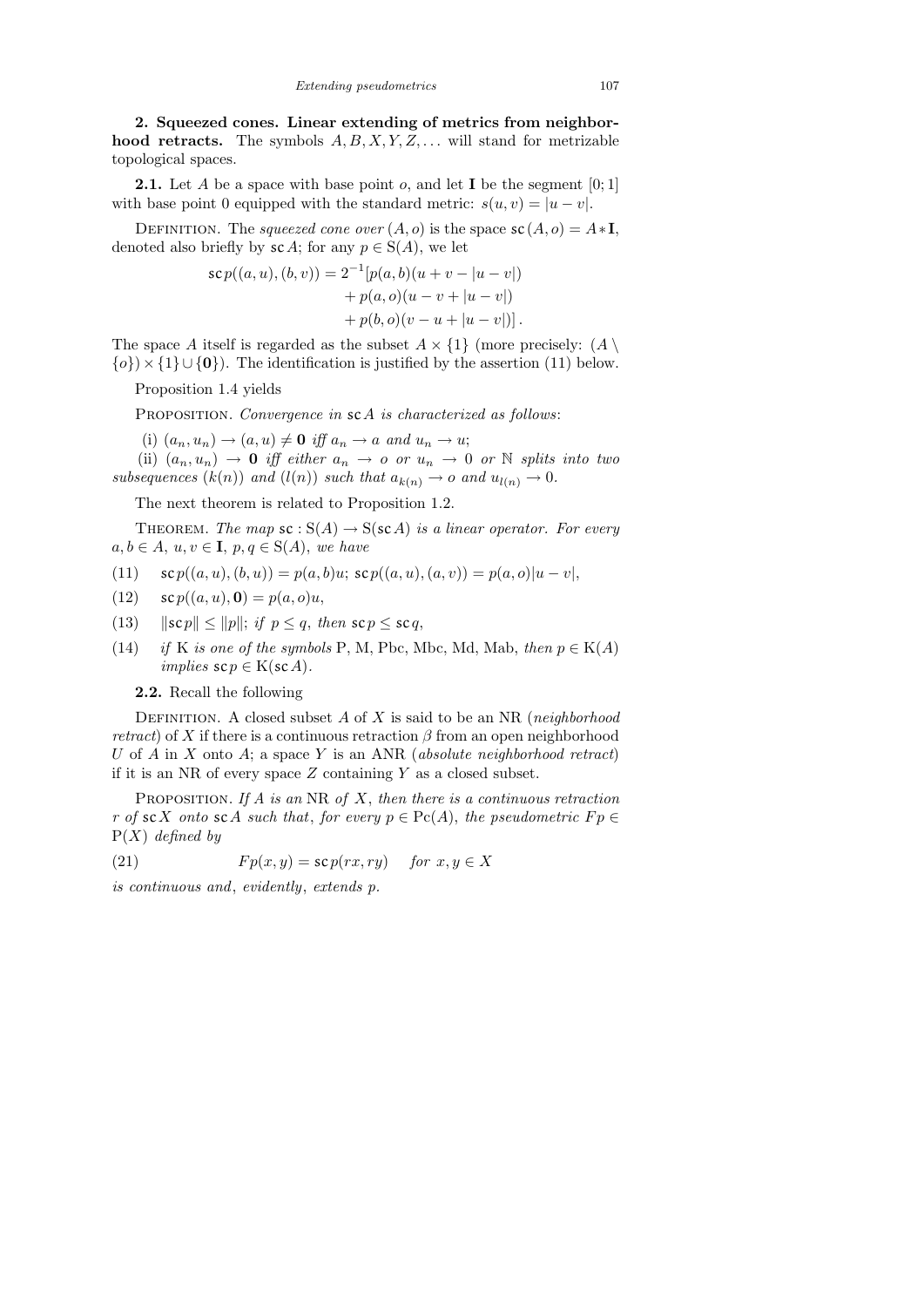**2. Squeezed cones. Linear extending of metrics from neighborhood retracts.** The symbols $A, B, X, Y, Z, \ldots$ will stand for metrizable topological spaces.

**2.1.** Let $A$ be a space with base point $o$, and let $\mathbf{I}$ be the segment $[0;1]$ with base point 0 equipped with the standard metric: $s(u,v) = |u-v|$.

Definition. The *squeezed cone over* $(A, o)$ is the space $\mathsf{sc}(A, o) = A * \mathbf{I}$, denoted also briefly by $\mathsf{sc}\,A$; for any $p \in \mathrm{S}(A)$, we let

$$\begin{aligned}\mathsf{sc}\,p((a,u),(b,v)) = 2^{-1}[&p(a,b)(u+v-|u-v|)\\ &+ p(a,o)(u-v+|u-v|)\\ &+ p(b,o)(v-u+|u-v|)]\,.\end{aligned}$$

The space $A$ itself is regarded as the subset $A \times \{1\}$ (more precisely: $(A \setminus \{o\}) \times \{1\} \cup \{\mathbf{0}\}$). The identification is justified by the assertion (11) below.

Proposition 1.4 yields

Proposition. *Convergence in* $\mathsf{sc}\,A$ *is characterized as follows*:

(i) $(a_n, u_n) \to (a, u) \neq \mathbf{0}$ *iff* $a_n \to a$ *and* $u_n \to u$;

(ii) $(a_n, u_n) \to \mathbf{0}$ *iff either* $a_n \to o$ *or* $u_n \to 0$ *or* $\mathbb{N}$ *splits into two subsequences* $(k(n))$ *and* $(l(n))$ *such that* $a_{k(n)} \to o$ *and* $u_{l(n)} \to 0$.

The next theorem is related to Proposition 1.2.

Theorem. *The map* $\mathsf{sc} : \mathrm{S}(A) \to \mathrm{S}(\mathsf{sc}\,A)$ *is a linear operator. For every* $a, b \in A$, $u, v \in \mathbf{I}$, $p, q \in \mathrm{S}(A)$, *we have*

(11) $\quad \mathsf{sc}\,p((a,u),(b,u)) = p(a,b)u;\ \mathsf{sc}\,p((a,u),(a,v)) = p(a,o)|u-v|$,

(12) $\quad \mathsf{sc}\,p((a,u),\mathbf{0}) = p(a,o)u$,

(13) $\quad \|\mathsf{sc}\,p\| \le \|p\|$; *if* $p \le q$, *then* $\mathsf{sc}\,p \le \mathsf{sc}\,q$,

(14) $\quad$ *if* $\mathrm{K}$ *is one of the symbols* $\mathrm{P}$, $\mathrm{M}$, $\mathrm{Pbc}$, $\mathrm{Mbc}$, $\mathrm{Md}$, $\mathrm{Mab}$, *then* $p \in \mathrm{K}(A)$ *implies* $\mathsf{sc}\,p \in \mathrm{K}(\mathsf{sc}\,A)$.

**2.2.** Recall the following

Definition. A closed subset $A$ of $X$ is said to be an NR (*neighborhood retract*) of $X$ if there is a continuous retraction $\beta$ from an open neighborhood $U$ of $A$ in $X$ onto $A$; a space $Y$ is an ANR (*absolute neighborhood retract*) if it is an NR of every space $Z$ containing $Y$ as a closed subset.

Proposition. *If* $A$ *is an* NR *of* $X$, *then there is a continuous retraction* $r$ *of* $\mathsf{sc}\,X$ *onto* $\mathsf{sc}\,A$ *such that*, *for every* $p \in \mathrm{Pc}(A)$, *the pseudometric* $Fp \in \mathrm{P}(X)$ *defined by*

(21) $\quad Fp(x,y) = \mathsf{sc}\,p(rx, ry) \quad$ *for* $x, y \in X$

*is continuous and*, *evidently*, *extends* $p$.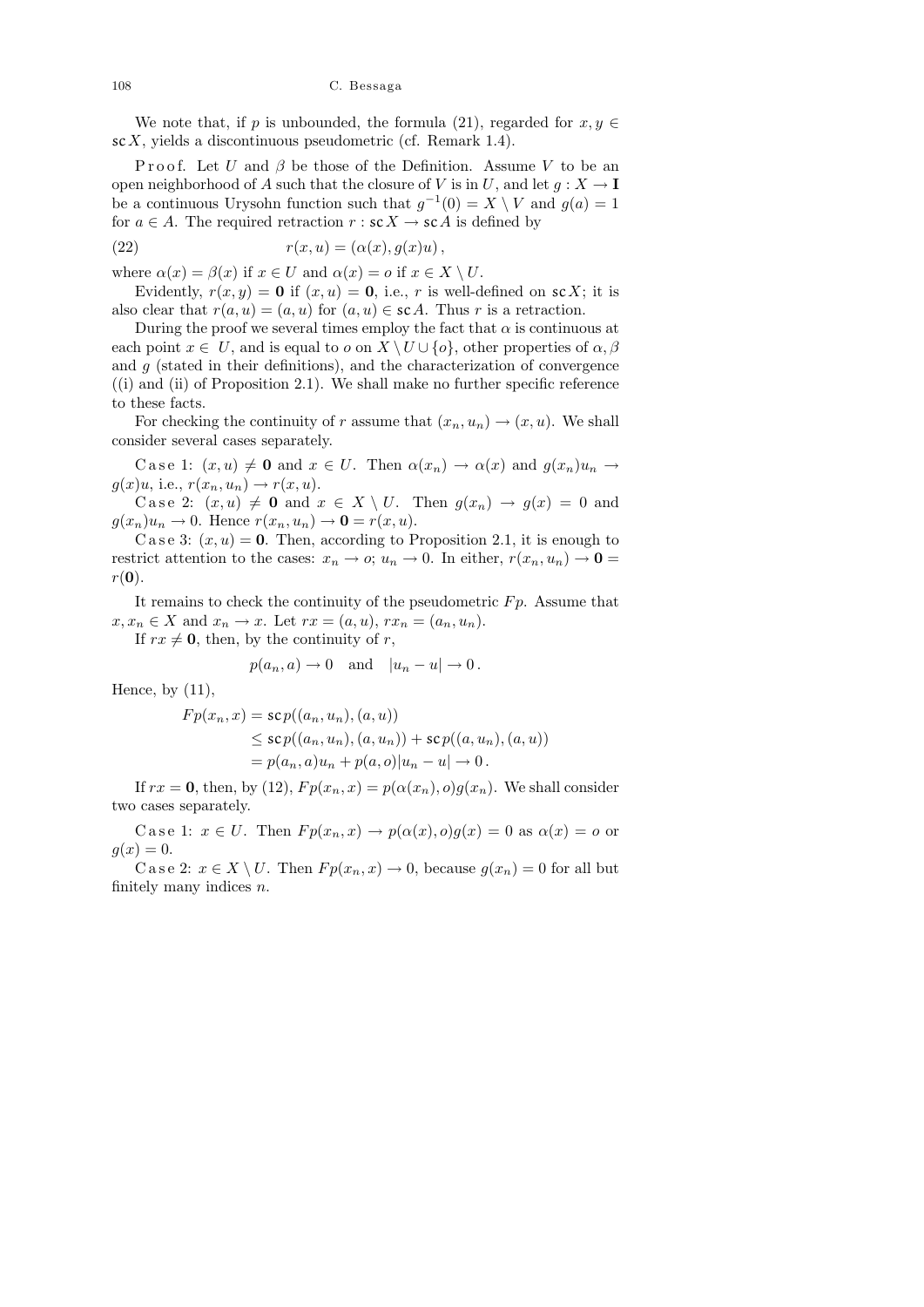We note that, if $p$ is unbounded, the formula (21), regarded for $x, y \in \mathsf{sc}\, X$, yields a discontinuous pseudometric (cf. Remark 1.4).

*Proof.* Let $U$ and $\beta$ be those of the Definition. Assume $V$ to be an open neighborhood of $A$ such that the closure of $V$ is in $U$, and let $g : X \to \mathbf{I}$ be a continuous Urysohn function such that $g^{-1}(0) = X \setminus V$ and $g(a) = 1$ for $a \in A$. The required retraction $r : \mathsf{sc}\, X \to \mathsf{sc}\, A$ is defined by

$$r(x,u) = (\alpha(x), g(x)u)\,, \tag{22}$$

where $\alpha(x) = \beta(x)$ if $x \in U$ and $\alpha(x) = o$ if $x \in X \setminus U$.

Evidently, $r(x,y) = \mathbf{0}$ if $(x,u) = \mathbf{0}$, i.e., $r$ is well-defined on $\mathsf{sc}\, X$; it is also clear that $r(a,u) = (a,u)$ for $(a,u) \in \mathsf{sc}\, A$. Thus $r$ is a retraction.

During the proof we several times employ the fact that $\alpha$ is continuous at each point $x \in U$, and is equal to $o$ on $X \setminus U \cup \{o\}$, other properties of $\alpha, \beta$ and $g$ (stated in their definitions), and the characterization of convergence ((i) and (ii) of Proposition 2.1). We shall make no further specific reference to these facts.

For checking the continuity of $r$ assume that $(x_n, u_n) \to (x, u)$. We shall consider several cases separately.

Case 1: $(x,u) \neq \mathbf{0}$ and $x \in U$. Then $\alpha(x_n) \to \alpha(x)$ and $g(x_n)u_n \to g(x)u$, i.e., $r(x_n, u_n) \to r(x,u)$.

Case 2: $(x,u) \neq \mathbf{0}$ and $x \in X \setminus U$. Then $g(x_n) \to g(x) = 0$ and $g(x_n)u_n \to 0$. Hence $r(x_n, u_n) \to \mathbf{0} = r(x,u)$.

Case 3: $(x,u) = \mathbf{0}$. Then, according to Proposition 2.1, it is enough to restrict attention to the cases: $x_n \to o$; $u_n \to 0$. In either, $r(x_n, u_n) \to \mathbf{0} = r(\mathbf{0})$.

It remains to check the continuity of the pseudometric $Fp$. Assume that $x, x_n \in X$ and $x_n \to x$. Let $rx = (a,u)$, $rx_n = (a_n, u_n)$.

If $rx \neq \mathbf{0}$, then, by the continuity of $r$,

$$p(a_n, a) \to 0 \quad \text{and} \quad |u_n - u| \to 0\,.$$

Hence, by (11),

$$\begin{aligned}
Fp(x_n, x) &= \mathsf{sc}\, p((a_n, u_n), (a,u)) \\
&\le \mathsf{sc}\, p((a_n, u_n), (a, u_n)) + \mathsf{sc}\, p((a, u_n), (a,u)) \\
&= p(a_n, a)u_n + p(a, o)|u_n - u| \to 0\,.
\end{aligned}$$

If $rx = \mathbf{0}$, then, by (12), $Fp(x_n, x) = p(\alpha(x_n), o)g(x_n)$. We shall consider two cases separately.

Case 1: $x \in U$. Then $Fp(x_n, x) \to p(\alpha(x), o)g(x) = 0$ as $\alpha(x) = o$ or $g(x) = 0$.

Case 2: $x \in X \setminus U$. Then $Fp(x_n, x) \to 0$, because $g(x_n) = 0$ for all but finitely many indices $n$.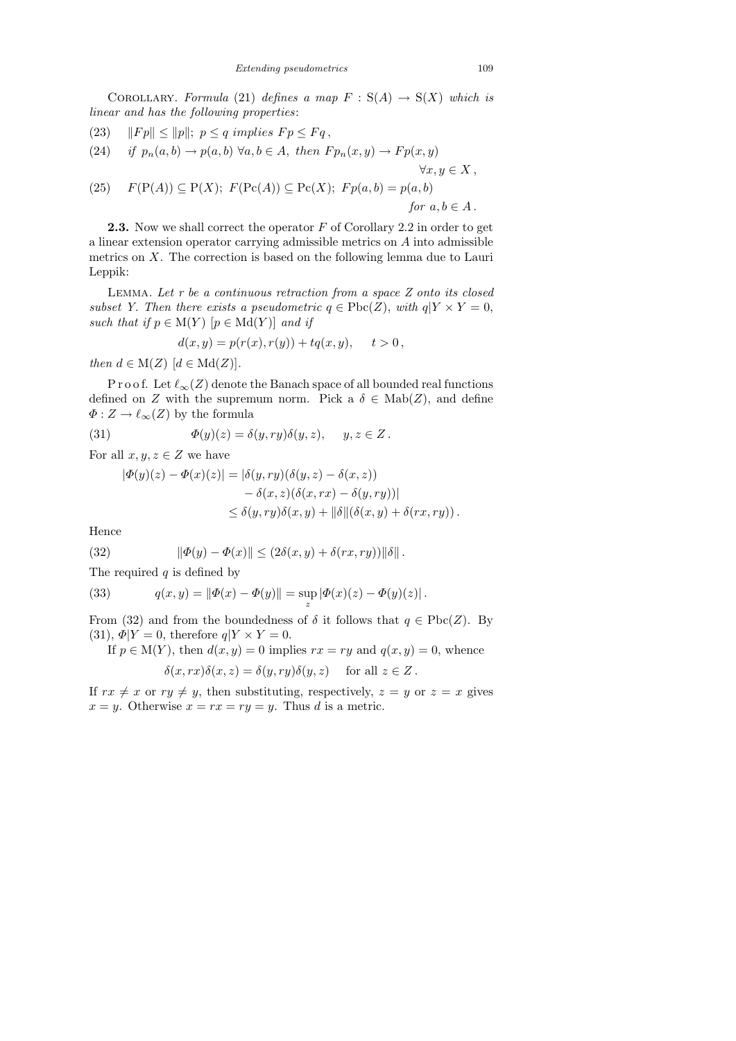COROLLARY. *Formula* (21) *defines a map* $F : \mathrm{S}(A) \to \mathrm{S}(X)$ *which is linear and has the following properties*:

$$\|Fp\| \le \|p\|;\ p \le q \text{ implies } Fp \le Fq\,, \tag{23}$$

$$\text{if } p_n(a,b) \to p(a,b)\ \forall a,b \in A, \text{ then } Fp_n(x,y) \to Fp(x,y) \quad \forall x,y \in X\,, \tag{24}$$

$$F(\mathrm{P}(A)) \subseteq \mathrm{P}(X);\ F(\mathrm{Pc}(A)) \subseteq \mathrm{Pc}(X);\ Fp(a,b) = p(a,b) \quad \text{for } a,b \in A\,. \tag{25}$$

**2.3.** Now we shall correct the operator $F$ of Corollary 2.2 in order to get a linear extension operator carrying admissible metrics on $A$ into admissible metrics on $X$. The correction is based on the following lemma due to Lauri Leppik:

LEMMA. *Let $r$ be a continuous retraction from a space $Z$ onto its closed subset $Y$. Then there exists a pseudometric $q \in \mathrm{Pbc}(Z)$, with $q|Y \times Y = 0$, such that if $p \in \mathrm{M}(Y)$ $[p \in \mathrm{Md}(Y)]$ and if*

$$d(x,y) = p(r(x), r(y)) + tq(x,y), \qquad t > 0\,,$$

*then $d \in \mathrm{M}(Z)$ $[d \in \mathrm{Md}(Z)]$.*

Proof. Let $\ell_\infty(Z)$ denote the Banach space of all bounded real functions defined on $Z$ with the supremum norm. Pick a $\delta \in \mathrm{Mab}(Z)$, and define $\Phi : Z \to \ell_\infty(Z)$ by the formula

$$\Phi(y)(z) = \delta(y, ry)\delta(y, z), \qquad y, z \in Z\,. \tag{31}$$

For all $x, y, z \in Z$ we have

$$\begin{aligned}
|\Phi(y)(z) - \Phi(x)(z)| &= |\delta(y, ry)(\delta(y,z) - \delta(x,z)) \\
&\qquad - \delta(x,z)(\delta(x,rx) - \delta(y,ry))| \\
&\le \delta(y,ry)\delta(x,y) + \|\delta\|(\delta(x,y) + \delta(rx,ry))\,.
\end{aligned}$$

Hence

$$\|\Phi(y) - \Phi(x)\| \le (2\delta(x,y) + \delta(rx,ry))\|\delta\|\,. \tag{32}$$

The required $q$ is defined by

$$q(x,y) = \|\Phi(x) - \Phi(y)\| = \sup_z |\Phi(x)(z) - \Phi(y)(z)|\,. \tag{33}$$

From (32) and from the boundedness of $\delta$ it follows that $q \in \mathrm{Pbc}(Z)$. By (31), $\Phi|Y = 0$, therefore $q|Y \times Y = 0$.

If $p \in \mathrm{M}(Y)$, then $d(x,y) = 0$ implies $rx = ry$ and $q(x,y) = 0$, whence

$$\delta(x, rx)\delta(x,z) = \delta(y, ry)\delta(y,z) \quad \text{for all } z \in Z\,.$$

If $rx \ne x$ or $ry \ne y$, then substituting, respectively, $z = y$ or $z = x$ gives $x = y$. Otherwise $x = rx = ry = y$. Thus $d$ is a metric.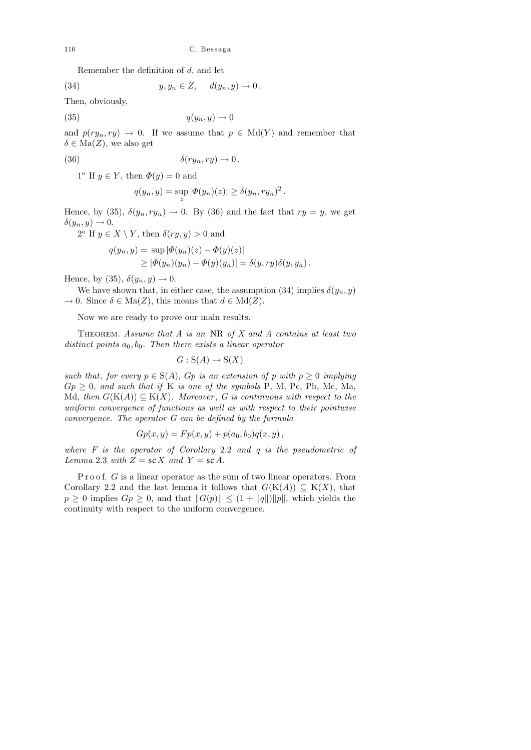Remember the definition of $d$, and let

$$y, y_n \in Z, \quad d(y_n, y) \to 0\,. \tag{34}$$

Then, obviously,

$$q(y_n, y) \to 0 \tag{35}$$

and $p(ry_n, ry) \to 0$. If we assume that $p \in \mathrm{Md}(Y)$ and remember that $\delta \in \mathrm{Ma}(Z)$, we also get

$$\delta(ry_n, ry) \to 0\,. \tag{36}$$

1° If $y \in Y$, then $\Phi(y) = 0$ and

$$q(y_n, y) = \sup_z |\Phi(y_n)(z)| \geq \delta(y_n, ry_n)^2\,.$$

Hence, by (35), $\delta(y_n, ry_n) \to 0$. By (36) and the fact that $ry = y$, we get $\delta(y_n, y) \to 0$.

2° If $y \in X \setminus Y$, then $\delta(ry, y) > 0$ and

$$\begin{aligned} q(y_n, y) &= \sup |\Phi(y_n)(z) - \Phi(y)(z)| \\ &\geq |\Phi(y_n)(y_n) - \Phi(y)(y_n)| = \delta(y, ry)\delta(y, y_n)\,. \end{aligned}$$

Hence, by (35), $\delta(y_n, y) \to 0$.

We have shown that, in either case, the assumption (34) implies $\delta(y_n, y) \to 0$. Since $\delta \in \mathrm{Ma}(Z)$, this means that $d \in \mathrm{Md}(Z)$.

Now we are ready to prove our main results.

Theorem. *Assume that $A$ is an* NR *of $X$ and $A$ contains at least two distinct points $a_0, b_0$. Then there exists a linear operator*

$$G : \mathrm{S}(A) \to \mathrm{S}(X)$$

*such that, for every $p \in \mathrm{S}(A)$, $Gp$ is an extension of $p$ with $p \geq 0$ implying $Gp \geq 0$, and such that if* K *is one of the symbols* P, M, Pc, Pb, Mc, Ma, Md, *then $G(\mathrm{K}(A)) \subseteq \mathrm{K}(X)$. Moreover, $G$ is continuous with respect to the uniform convergence of functions as well as with respect to their pointwise convergence. The operator $G$ can be defined by the formula*

$$Gp(x, y) = Fp(x, y) + p(a_0, b_0)q(x, y)\,,$$

*where $F$ is the operator of Corollary* 2.2 *and $q$ is the pseudometric of Lemma* 2.3 *with $Z = \mathsf{sc}\,X$ and $Y = \mathsf{sc}\,A$.*

Proof. $G$ is a linear operator as the sum of two linear operators. From Corollary 2.2 and the last lemma it follows that $G(\mathrm{K}(A)) \subseteq \mathrm{K}(X)$, that $p \geq 0$ implies $Gp \geq 0$, and that $\|G(p)\| \leq (1 + \|q\|)\|p\|$, which yields the continuity with respect to the uniform convergence.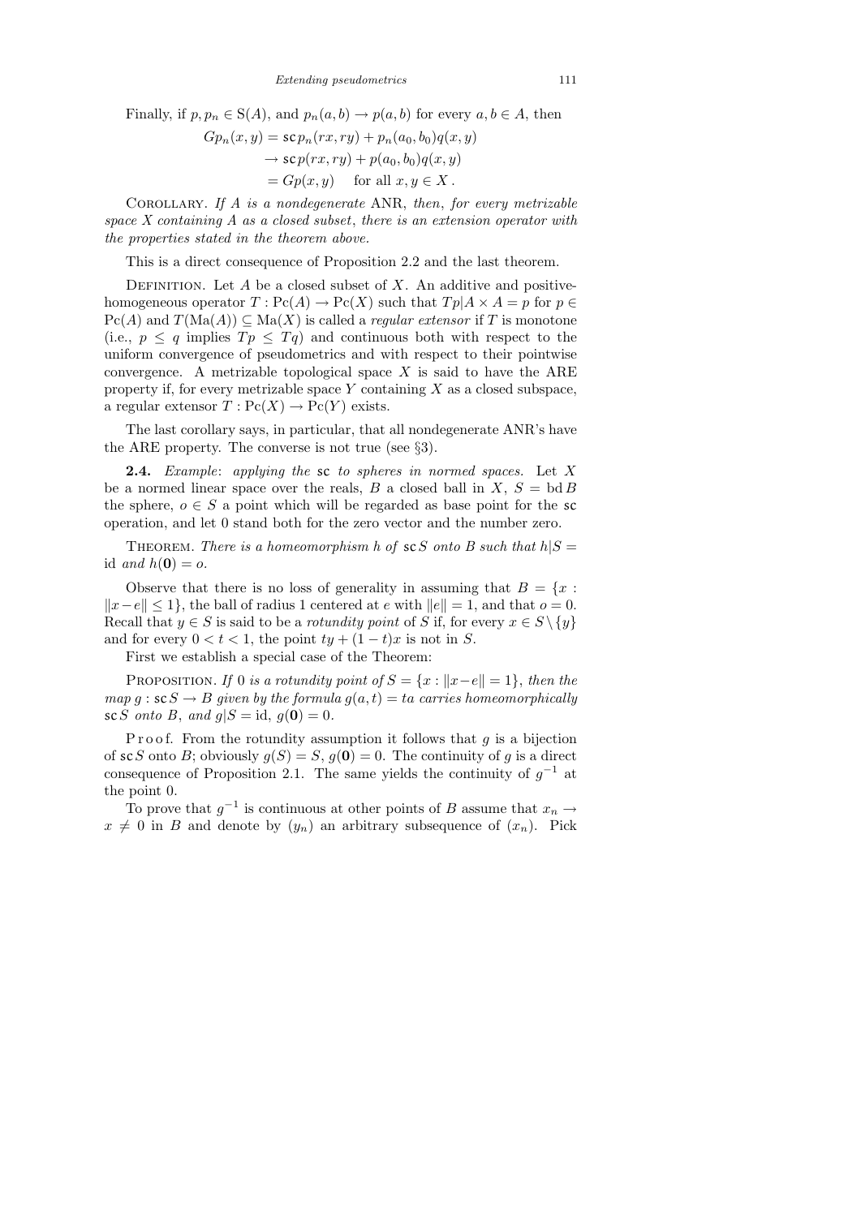Finally, if $p, p_n \in \mathrm{S}(A)$, and $p_n(a,b) \to p(a,b)$ for every $a, b \in A$, then

$$\begin{aligned} Gp_n(x,y) &= \mathsf{sc}\, p_n(rx, ry) + p_n(a_0, b_0) q(x,y) \\ &\to \mathsf{sc}\, p(rx, ry) + p(a_0, b_0) q(x,y) \\ &= Gp(x,y) \quad \text{for all } x, y \in X\,. \end{aligned}$$

Corollary. *If $A$ is a nondegenerate* ANR, *then*, *for every metrizable space $X$ containing $A$ as a closed subset*, *there is an extension operator with the properties stated in the theorem above.*

This is a direct consequence of Proposition 2.2 and the last theorem.

Definition. Let $A$ be a closed subset of $X$. An additive and positive-homogeneous operator $T : \mathrm{Pc}(A) \to \mathrm{Pc}(X)$ such that $Tp|A \times A = p$ for $p \in \mathrm{Pc}(A)$ and $T(\mathrm{Ma}(A)) \subseteq \mathrm{Ma}(X)$ is called a *regular extensor* if $T$ is monotone (i.e., $p \le q$ implies $Tp \le Tq$) and continuous both with respect to the uniform convergence of pseudometrics and with respect to their pointwise convergence. A metrizable topological space $X$ is said to have the ARE property if, for every metrizable space $Y$ containing $X$ as a closed subspace, a regular extensor $T : \mathrm{Pc}(X) \to \mathrm{Pc}(Y)$ exists.

The last corollary says, in particular, that all nondegenerate ANR's have the ARE property. The converse is not true (see §3).

**2.4.** *Example*: *applying the* sc *to spheres in normed spaces.* Let $X$ be a normed linear space over the reals, $B$ a closed ball in $X$, $S = \mathrm{bd}\, B$ the sphere, $o \in S$ a point which will be regarded as base point for the sc operation, and let 0 stand both for the zero vector and the number zero.

Theorem. *There is a homeomorphism $h$ of $\mathsf{sc}\, S$ onto $B$ such that $h|S = \mathrm{id}$ and $h(\mathbf{0}) = o$.*

Observe that there is no loss of generality in assuming that $B = \{x : \|x - e\| \le 1\}$, the ball of radius 1 centered at $e$ with $\|e\| = 1$, and that $o = 0$. Recall that $y \in S$ is said to be a *rotundity point* of $S$ if, for every $x \in S \setminus \{y\}$ and for every $0 < t < 1$, the point $ty + (1-t)x$ is not in $S$.

First we establish a special case of the Theorem:

Proposition. *If 0 is a rotundity point of $S = \{x : \|x - e\| = 1\}$, then the map $g : \mathsf{sc}\, S \to B$ given by the formula $g(a,t) = ta$ carries homeomorphically $\mathsf{sc}\, S$ onto $B$, and $g|S = \mathrm{id}$, $g(\mathbf{0}) = 0$.*

Proof. From the rotundity assumption it follows that $g$ is a bijection of $\mathsf{sc}\, S$ onto $B$; obviously $g(S) = S$, $g(\mathbf{0}) = 0$. The continuity of $g$ is a direct consequence of Proposition 2.1. The same yields the continuity of $g^{-1}$ at the point 0.

To prove that $g^{-1}$ is continuous at other points of $B$ assume that $x_n \to x \ne 0$ in $B$ and denote by $(y_n)$ an arbitrary subsequence of $(x_n)$. Pick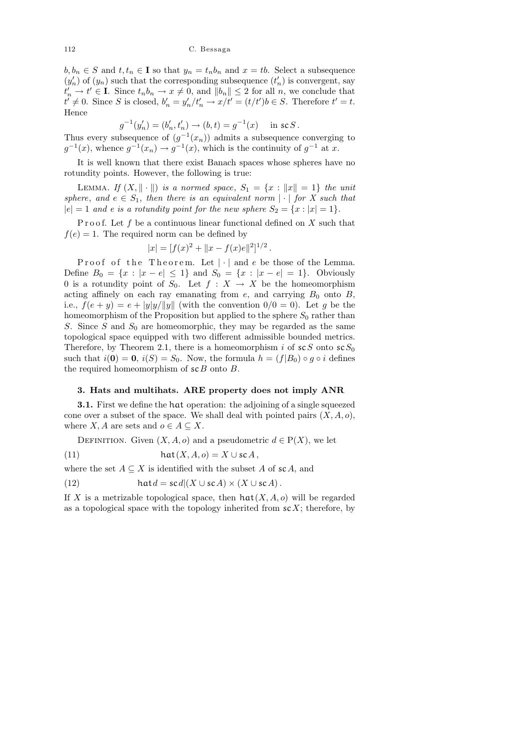$b, b_n \in S$ and $t, t_n \in \mathbf{I}$ so that $y_n = t_n b_n$ and $x = tb$. Select a subsequence $(y'_n)$ of $(y_n)$ such that the corresponding subsequence $(t'_n)$ is convergent, say $t'_n \to t' \in \mathbf{I}$. Since $t_n b_n \to x \neq 0$, and $\|b_n\| \leq 2$ for all $n$, we conclude that $t' \neq 0$. Since $S$ is closed, $b'_n = y'_n/t'_n \to x/t' = (t/t')b \in S$. Therefore $t' = t$. Hence

$$g^{-1}(y'_n) = (b'_n, t'_n) \to (b, t) = g^{-1}(x) \quad \text{in } \mathrm{sc}\, S\,.$$

Thus every subsequence of $(g^{-1}(x_n))$ admits a subsequence converging to $g^{-1}(x)$, whence $g^{-1}(x_n) \to g^{-1}(x)$, which is the continuity of $g^{-1}$ at $x$.

It is well known that there exist Banach spaces whose spheres have no rotundity points. However, the following is true:

Lemma. *If $(X, \|\cdot\|)$ is a normed space, $S_1 = \{x : \|x\| = 1\}$ the unit sphere, and $e \in S_1$, then there is an equivalent norm $|\cdot|$ for $X$ such that $|e| = 1$ and $e$ is a rotundity point for the new sphere $S_2 = \{x : |x| = 1\}$.*

Proof. Let $f$ be a continuous linear functional defined on $X$ such that $f(e) = 1$. The required norm can be defined by

$$|x| = [f(x)^2 + \|x - f(x)e\|^2]^{1/2}\,.$$

Proof of the Theorem. Let $|\cdot|$ and $e$ be those of the Lemma. Define $B_0 = \{x : |x - e| \leq 1\}$ and $S_0 = \{x : |x - e| = 1\}$. Obviously $0$ is a rotundity point of $S_0$. Let $f : X \to X$ be the homeomorphism acting affinely on each ray emanating from $e$, and carrying $B_0$ onto $B$, i.e., $f(e + y) = e + |y|y/\|y\|$ (with the convention $0/0 = 0$). Let $g$ be the homeomorphism of the Proposition but applied to the sphere $S_0$ rather than $S$. Since $S$ and $S_0$ are homeomorphic, they may be regarded as the same topological space equipped with two different admissible bounded metrics. Therefore, by Theorem 2.1, there is a homeomorphism $i$ of $\mathrm{sc}\, S$ onto $\mathrm{sc}\, S_0$ such that $i(\mathbf{0}) = \mathbf{0}$, $i(S) = S_0$. Now, the formula $h = (f|B_0) \circ g \circ i$ defines the required homeomorphism of $\mathrm{sc}\, B$ onto $B$.

## 3. Hats and multihats. ARE property does not imply ANR

**3.1.** First we define the $\mathfrak{hat}$ operation: the adjoining of a single squeezed cone over a subset of the space. We shall deal with pointed pairs $(X, A, o)$, where $X, A$ are sets and $o \in A \subseteq X$.

Definition. Given $(X, A, o)$ and a pseudometric $d \in \mathrm{P}(X)$, we let

$$\mathfrak{hat}(X, A, o) = X \cup \mathrm{sc}\, A\,, \tag{11}$$

where the set $A \subseteq X$ is identified with the subset $A$ of $\mathrm{sc}\, A$, and

$$\mathfrak{hat}\, d = \mathrm{sc}\, d|(X \cup \mathrm{sc}\, A) \times (X \cup \mathrm{sc}\, A)\,. \tag{12}$$

If $X$ is a metrizable topological space, then $\mathfrak{hat}(X, A, o)$ will be regarded as a topological space with the topology inherited from $\mathrm{sc}\, X$; therefore, by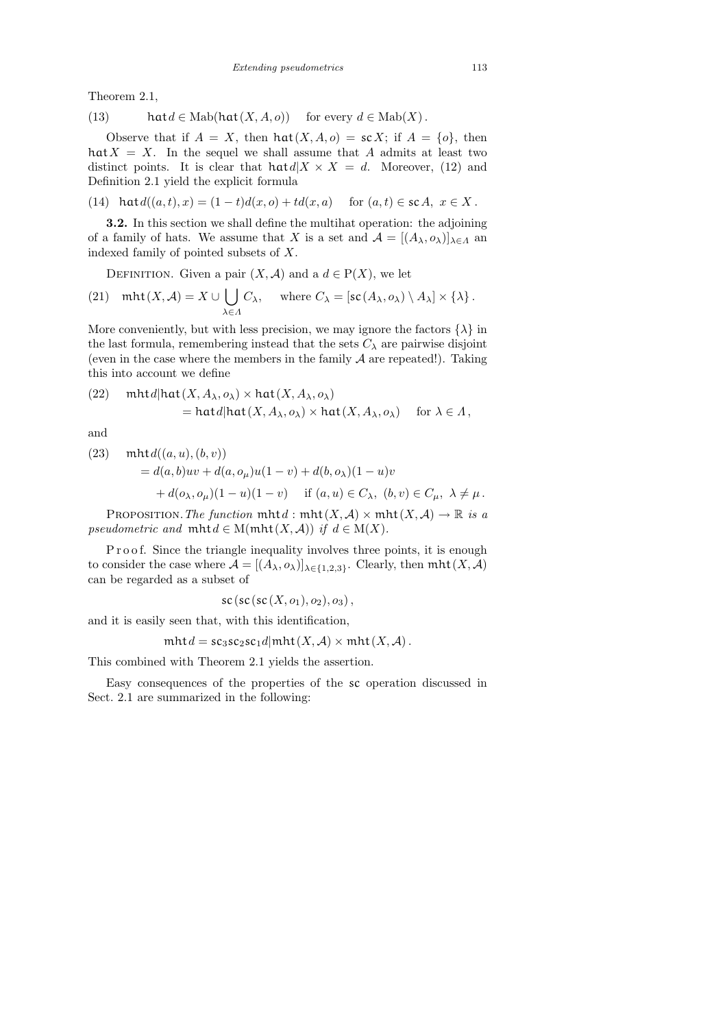Theorem 2.1,

$$\text{(13)} \qquad \mathfrak{hat}\, d \in \mathrm{Mab}(\mathfrak{hat}(X, A, o)) \quad \text{for every } d \in \mathrm{Mab}(X)\,.$$

Observe that if $A = X$, then $\mathfrak{hat}(X, A, o) = \mathfrak{sc}\, X$; if $A = \{o\}$, then $\mathfrak{hat}\, X = X$. In the sequel we shall assume that $A$ admits at least two distinct points. It is clear that $\mathfrak{hat}\, d|X \times X = d$. Moreover, (12) and Definition 2.1 yield the explicit formula

$$\text{(14)} \quad \mathfrak{hat}\, d((a,t), x) = (1-t)d(x,o) + td(x,a) \quad \text{ for } (a,t) \in \mathfrak{sc}\, A,\ x \in X\,.$$

**3.2.** In this section we shall define the multihat operation: the adjoining of a family of hats. We assume that $X$ is a set and $\mathcal{A} = [(A_\lambda, o_\lambda)]_{\lambda \in \Lambda}$ an indexed family of pointed subsets of $X$.

Definition. Given a pair $(X, \mathcal{A})$ and a $d \in \mathrm{P}(X)$, we let

$$\text{(21)} \quad \mathfrak{mht}(X, \mathcal{A}) = X \cup \bigcup_{\lambda \in \Lambda} C_\lambda, \quad \text{ where } C_\lambda = [\mathfrak{sc}(A_\lambda, o_\lambda) \setminus A_\lambda] \times \{\lambda\}\,.$$

More conveniently, but with less precision, we may ignore the factors $\{\lambda\}$ in the last formula, remembering instead that the sets $C_\lambda$ are pairwise disjoint (even in the case where the members in the family $\mathcal{A}$ are repeated!). Taking this into account we define

$$\text{(22)} \quad \mathfrak{mht}\, d|\mathfrak{hat}(X, A_\lambda, o_\lambda) \times \mathfrak{hat}(X, A_\lambda, o_\lambda) = \mathfrak{hat}\, d|\mathfrak{hat}(X, A_\lambda, o_\lambda) \times \mathfrak{hat}(X, A_\lambda, o_\lambda) \quad \text{ for } \lambda \in \Lambda\,,$$

and

$$\begin{aligned}\text{(23)} \quad & \mathfrak{mht}\, d((a,u),(b,v)) \\ &= d(a,b)uv + d(a,o_\mu)u(1-v) + d(b,o_\lambda)(1-u)v \\ &\quad + d(o_\lambda, o_\mu)(1-u)(1-v) \quad \text{ if } (a,u) \in C_\lambda,\ (b,v) \in C_\mu,\ \lambda \neq \mu\,.\end{aligned}$$

Proposition. *The function* $\mathfrak{mht}\, d : \mathfrak{mht}(X, \mathcal{A}) \times \mathfrak{mht}(X, \mathcal{A}) \to \mathbb{R}$ *is a pseudometric and* $\mathfrak{mht}\, d \in \mathrm{M}(\mathfrak{mht}(X, \mathcal{A}))$ *if* $d \in \mathrm{M}(X)$.

Proof. Since the triangle inequality involves three points, it is enough to consider the case where $\mathcal{A} = [(A_\lambda, o_\lambda)]_{\lambda \in \{1,2,3\}}$. Clearly, then $\mathfrak{mht}(X, \mathcal{A})$ can be regarded as a subset of

$$\mathfrak{sc}(\mathfrak{sc}(\mathfrak{sc}(X, o_1), o_2), o_3)\,,$$

and it is easily seen that, with this identification,

$$\mathfrak{mht}\, d = \mathfrak{sc}_3 \mathfrak{sc}_2 \mathfrak{sc}_1 d|\mathfrak{mht}(X, \mathcal{A}) \times \mathfrak{mht}(X, \mathcal{A})\,.$$

This combined with Theorem 2.1 yields the assertion.

Easy consequences of the properties of the $\mathfrak{sc}$ operation discussed in Sect. 2.1 are summarized in the following: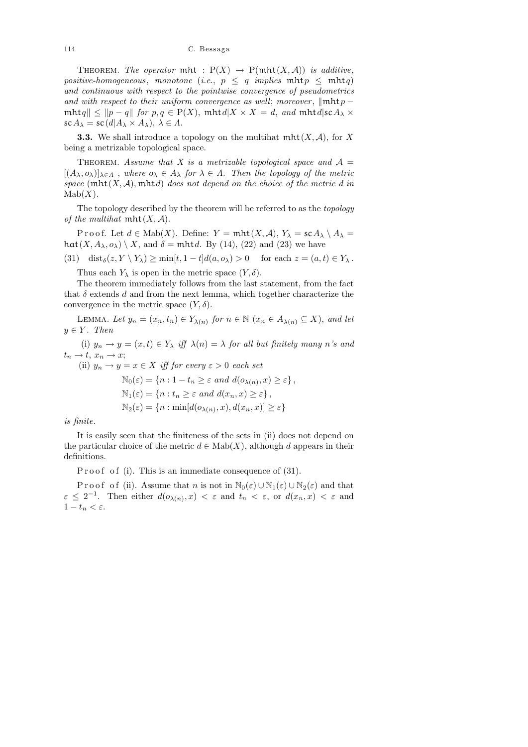THEOREM. *The operator* $\mathfrak{mht} : \mathrm{P}(X) \to \mathrm{P}(\mathfrak{mht}(X, \mathcal{A}))$ *is additive*, *positive-homogeneous*, *monotone* (*i.e.*, $p \leq q$ *implies* $\mathfrak{mht}p \leq \mathfrak{mht}q$) *and continuous with respect to the pointwise convergence of pseudometrics and with respect to their uniform convergence as well*; *moreover*, $\|\mathfrak{mht}p - \mathfrak{mht}q\| \leq \|p - q\|$ *for* $p, q \in \mathrm{P}(X)$, $\mathfrak{mht}d|X \times X = d$, *and* $\mathfrak{mht}d|\mathfrak{sc}A_\lambda \times \mathfrak{sc}A_\lambda = \mathfrak{sc}(d|A_\lambda \times A_\lambda)$, $\lambda \in \Lambda$.

**3.3.** We shall introduce a topology on the multihat $\mathfrak{mht}(X, \mathcal{A})$, for $X$ being a metrizable topological space.

THEOREM. *Assume that* $X$ *is a metrizable topological space and* $\mathcal{A} = [(A_\lambda, o_\lambda)]_{\lambda \in \Lambda}$, *where* $o_\lambda \in A_\lambda$ *for* $\lambda \in \Lambda$. *Then the topology of the metric space* $(\mathfrak{mht}(X, \mathcal{A}), \mathfrak{mht}d)$ *does not depend on the choice of the metric* $d$ *in* $\mathrm{Mab}(X)$.

The topology described by the theorem will be referred to as the *topology of the multihat* $\mathfrak{mht}(X, \mathcal{A})$.

Proof. Let $d \in \mathrm{Mab}(X)$. Define: $Y = \mathfrak{mht}(X, \mathcal{A})$, $Y_\lambda = \mathfrak{sc}A_\lambda \setminus A_\lambda = \mathfrak{hat}(X, A_\lambda, o_\lambda) \setminus X$, and $\delta = \mathfrak{mht}d$. By (14), (22) and (23) we have

$$\mathrm{dist}_\delta(z, Y \setminus Y_\lambda) \geq \min[t, 1-t]d(a, o_\lambda) > 0 \quad \text{for each } z = (a, t) \in Y_\lambda. \tag{31}$$

Thus each $Y_\lambda$ is open in the metric space $(Y, \delta)$.

The theorem immediately follows from the last statement, from the fact that $\delta$ extends $d$ and from the next lemma, which together characterize the convergence in the metric space $(Y, \delta)$.

LEMMA. *Let* $y_n = (x_n, t_n) \in Y_{\lambda(n)}$ *for* $n \in \mathbb{N}$ ($x_n \in A_{\lambda(n)} \subseteq X$), *and let* $y \in Y$. *Then*

(i) $y_n \to y = (x, t) \in Y_\lambda$ *iff* $\lambda(n) = \lambda$ *for all but finitely many* $n$*'s and* $t_n \to t$, $x_n \to x$;

(ii) $y_n \to y = x \in X$ *iff for every* $\varepsilon > 0$ *each set*

$$\mathbb{N}_0(\varepsilon) = \{n : 1 - t_n \geq \varepsilon \text{ and } d(o_{\lambda(n)}, x) \geq \varepsilon\},$$
$$\mathbb{N}_1(\varepsilon) = \{n : t_n \geq \varepsilon \text{ and } d(x_n, x) \geq \varepsilon\},$$
$$\mathbb{N}_2(\varepsilon) = \{n : \min[d(o_{\lambda(n)}, x), d(x_n, x)] \geq \varepsilon\}$$

*is finite.*

It is easily seen that the finiteness of the sets in (ii) does not depend on the particular choice of the metric $d \in \mathrm{Mab}(X)$, although $d$ appears in their definitions.

Proof of (i). This is an immediate consequence of (31).

Proof of (ii). Assume that $n$ is not in $\mathbb{N}_0(\varepsilon) \cup \mathbb{N}_1(\varepsilon) \cup \mathbb{N}_2(\varepsilon)$ and that $\varepsilon \leq 2^{-1}$. Then either $d(o_{\lambda(n)}, x) < \varepsilon$ and $t_n < \varepsilon$, or $d(x_n, x) < \varepsilon$ and $1 - t_n < \varepsilon$.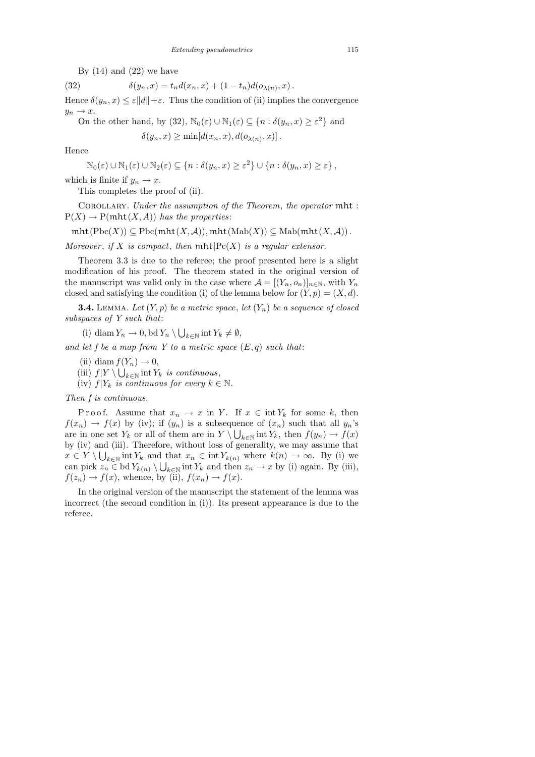By (14) and (22) we have

$$\delta(y_n, x) = t_n d(x_n, x) + (1 - t_n) d(o_{\lambda(n)}, x). \tag{32}$$

Hence $\delta(y_n, x) \le \varepsilon\|d\| + \varepsilon$. Thus the condition of (ii) implies the convergence $y_n \to x$.

On the other hand, by (32), $\mathbb{N}_0(\varepsilon) \cup \mathbb{N}_1(\varepsilon) \subseteq \{n : \delta(y_n, x) \ge \varepsilon^2\}$ and

$$\delta(y_n, x) \ge \min[d(x_n, x), d(o_{\lambda(n)}, x)].$$

Hence

$$\mathbb{N}_0(\varepsilon) \cup \mathbb{N}_1(\varepsilon) \cup \mathbb{N}_2(\varepsilon) \subseteq \{n : \delta(y_n, x) \ge \varepsilon^2\} \cup \{n : \delta(y_n, x) \ge \varepsilon\},$$

which is finite if $y_n \to x$.

This completes the proof of (ii).

Corollary. *Under the assumption of the Theorem, the operator* $\mathsf{mht} : \mathrm{P}(X) \to \mathrm{P}(\mathsf{mht}(X, A))$ *has the properties*:

$$\mathsf{mht}(\mathrm{Pbc}(X)) \subseteq \mathrm{Pbc}(\mathsf{mht}(X, \mathcal{A})), \mathsf{mht}(\mathrm{Mab}(X)) \subseteq \mathrm{Mab}(\mathsf{mht}(X, \mathcal{A})).$$

*Moreover, if $X$ is compact, then $\mathsf{mht}|\mathrm{Pc}(X)$ is a regular extensor.*

Theorem 3.3 is due to the referee; the proof presented here is a slight modification of his proof. The theorem stated in the original version of the manuscript was valid only in the case where $\mathcal{A} = [(Y_n, o_n)]_{n\in\mathbb{N}}$, with $Y_n$ closed and satisfying the condition (i) of the lemma below for $(Y, p) = (X, d)$.

**3.4.** Lemma. *Let $(Y, p)$ be a metric space, let $(Y_n)$ be a sequence of closed subspaces of $Y$ such that*:

(i) $\operatorname{diam} Y_n \to 0, \operatorname{bd} Y_n \setminus \bigcup_{k\in\mathbb{N}} \operatorname{int} Y_k \ne \emptyset$,

*and let $f$ be a map from $Y$ to a metric space $(E, q)$ such that*:

(ii) $\operatorname{diam} f(Y_n) \to 0$,

(iii) $f|Y \setminus \bigcup_{k\in\mathbb{N}} \operatorname{int} Y_k$ *is continuous*,

(iv) $f|Y_k$ *is continuous for every* $k \in \mathbb{N}$.

*Then $f$ is continuous.*

Proof. Assume that $x_n \to x$ in $Y$. If $x \in \operatorname{int} Y_k$ for some $k$, then $f(x_n) \to f(x)$ by (iv); if $(y_n)$ is a subsequence of $(x_n)$ such that all $y_n$'s are in one set $Y_k$ or all of them are in $Y \setminus \bigcup_{k\in\mathbb{N}} \operatorname{int} Y_k$, then $f(y_n) \to f(x)$ by (iv) and (iii). Therefore, without loss of generality, we may assume that $x \in Y \setminus \bigcup_{k\in\mathbb{N}} \operatorname{int} Y_k$ and that $x_n \in \operatorname{int} Y_{k(n)}$ where $k(n) \to \infty$. By (i) we can pick $z_n \in \operatorname{bd} Y_{k(n)} \setminus \bigcup_{k\in\mathbb{N}} \operatorname{int} Y_k$ and then $z_n \to x$ by (i) again. By (iii), $f(z_n) \to f(x)$, whence, by (ii), $f(x_n) \to f(x)$.

In the original version of the manuscript the statement of the lemma was incorrect (the second condition in (i)). Its present appearance is due to the referee.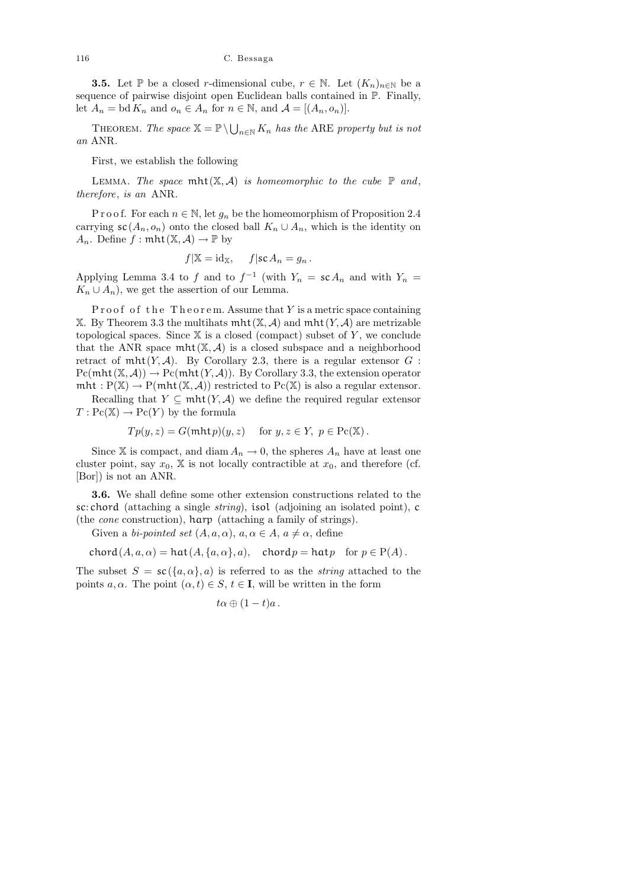**3.5.** Let $\mathbb{P}$ be a closed $r$-dimensional cube, $r \in \mathbb{N}$. Let $(K_n)_{n\in\mathbb{N}}$ be a sequence of pairwise disjoint open Euclidean balls contained in $\mathbb{P}$. Finally, let $A_n = \operatorname{bd} K_n$ and $o_n \in A_n$ for $n \in \mathbb{N}$, and $\mathcal{A} = [(A_n, o_n)]$.

THEOREM. *The space* $\mathbb{X} = \mathbb{P} \setminus \bigcup_{n\in\mathbb{N}} K_n$ *has the* ARE *property but is not an* ANR.

First, we establish the following

LEMMA. *The space* $\mathfrak{mht}(\mathbb{X}, \mathcal{A})$ *is homeomorphic to the cube* $\mathbb{P}$ *and*, *therefore*, *is an* ANR.

Proof. For each $n \in \mathbb{N}$, let $g_n$ be the homeomorphism of Proposition 2.4 carrying $\mathfrak{sc}(A_n, o_n)$ onto the closed ball $K_n \cup A_n$, which is the identity on $A_n$. Define $f : \mathfrak{mht}(\mathbb{X}, \mathcal{A}) \to \mathbb{P}$ by

$$f|\mathbb{X} = \mathrm{id}_{\mathbb{X}}, \quad f|\mathfrak{sc}\, A_n = g_n \, .$$

Applying Lemma 3.4 to $f$ and to $f^{-1}$ (with $Y_n = \mathfrak{sc}\, A_n$ and with $Y_n = K_n \cup A_n$), we get the assertion of our Lemma.

Proof of the Theorem. Assume that $Y$ is a metric space containing $\mathbb{X}$. By Theorem 3.3 the multihats $\mathfrak{mht}(\mathbb{X}, \mathcal{A})$ and $\mathfrak{mht}(Y, \mathcal{A})$ are metrizable topological spaces. Since $\mathbb{X}$ is a closed (compact) subset of $Y$, we conclude that the ANR space $\mathfrak{mht}(\mathbb{X}, \mathcal{A})$ is a closed subspace and a neighborhood retract of $\mathfrak{mht}(Y, \mathcal{A})$. By Corollary 2.3, there is a regular extensor $G : \mathrm{Pc}(\mathfrak{mht}(\mathbb{X}, \mathcal{A})) \to \mathrm{Pc}(\mathfrak{mht}(Y, \mathcal{A}))$. By Corollary 3.3, the extension operator $\mathfrak{mht} : \mathrm{P}(\mathbb{X}) \to \mathrm{P}(\mathfrak{mht}(\mathbb{X}, \mathcal{A}))$ restricted to $\mathrm{Pc}(\mathbb{X})$ is also a regular extensor.

Recalling that $Y \subseteq \mathfrak{mht}(Y, \mathcal{A})$ we define the required regular extensor $T : \mathrm{Pc}(\mathbb{X}) \to \mathrm{Pc}(Y)$ by the formula

$$Tp(y, z) = G(\mathfrak{mht}\, p)(y, z) \quad \text{for } y, z \in Y, \ p \in \mathrm{Pc}(\mathbb{X}) \, .$$

Since $\mathbb{X}$ is compact, and $\operatorname{diam} A_n \to 0$, the spheres $A_n$ have at least one cluster point, say $x_0$, $\mathbb{X}$ is not locally contractible at $x_0$, and therefore (cf. [Bor]) is not an ANR.

**3.6.** We shall define some other extension constructions related to the $\mathfrak{sc}$: $\mathfrak{chord}$ (attaching a single *string*), $\mathfrak{isol}$ (adjoining an isolated point), $\mathfrak{c}$ (the *cone* construction), $\mathfrak{harp}$ (attaching a family of strings).

Given a *bi-pointed set* $(A, a, \alpha)$, $a, \alpha \in A$, $a \neq \alpha$, define

$$\mathfrak{chord}(A, a, \alpha) = \mathfrak{hat}(A, \{a, \alpha\}, a), \quad \mathfrak{chord}\, p = \mathfrak{hat}\, p \quad \text{for } p \in \mathrm{P}(A) \, .$$

The subset $S = \mathfrak{sc}(\{a, \alpha\}, a)$ is referred to as the *string* attached to the points $a, \alpha$. The point $(\alpha, t) \in S$, $t \in \mathbf{I}$, will be written in the form

$$t\alpha \oplus (1 - t)a \, .$$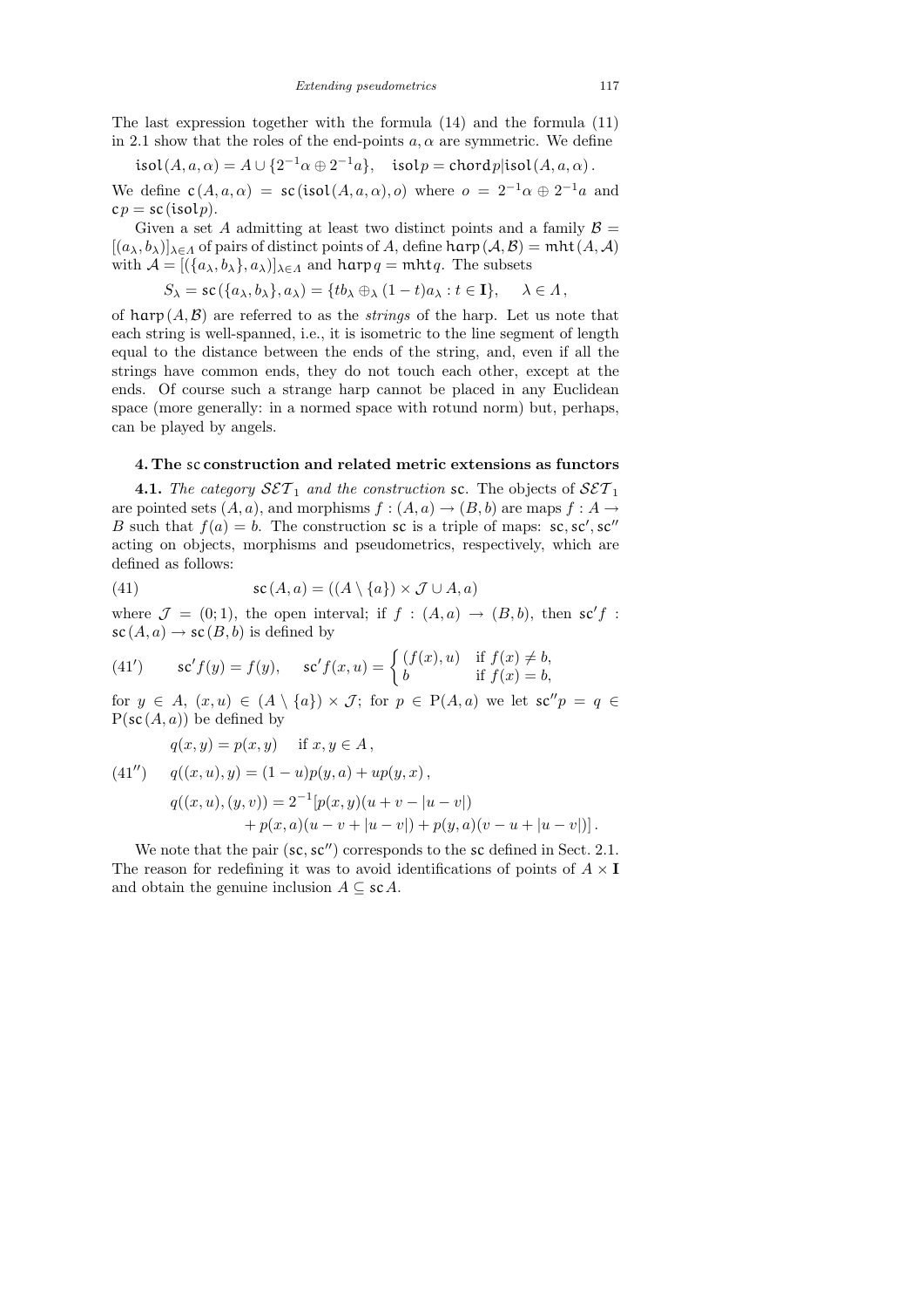The last expression together with the formula (14) and the formula (11) in 2.1 show that the roles of the end-points $a, \alpha$ are symmetric. We define

$$\mathsf{isol}(A, a, \alpha) = A \cup \{2^{-1}\alpha \oplus 2^{-1}a\}, \quad \mathsf{isol}p = \mathsf{chord}p|\mathsf{isol}(A, a, \alpha).$$

We define $\mathsf{c}(A, a, \alpha) = \mathsf{sc}(\mathsf{isol}(A, a, \alpha), o)$ where $o = 2^{-1}\alpha \oplus 2^{-1}a$ and $\mathsf{c}p = \mathsf{sc}(\mathsf{isol}p)$.

Given a set $A$ admitting at least two distinct points and a family $\mathcal{B} = [(a_\lambda, b_\lambda)]_{\lambda \in \Lambda}$ of pairs of distinct points of $A$, define $\mathsf{harp}(\mathcal{A}, \mathcal{B}) = \mathsf{mht}(A, \mathcal{A})$ with $\mathcal{A} = [(\{a_\lambda, b_\lambda\}, a_\lambda)]_{\lambda \in \Lambda}$ and $\mathsf{harp}\, q = \mathsf{mht} q$. The subsets

$$S_\lambda = \mathsf{sc}(\{a_\lambda, b_\lambda\}, a_\lambda) = \{t b_\lambda \oplus_\lambda (1-t) a_\lambda : t \in \mathbf{I}\}, \qquad \lambda \in \Lambda,$$

of $\mathsf{harp}(A, \mathcal{B})$ are referred to as the *strings* of the harp. Let us note that each string is well-spanned, i.e., it is isometric to the line segment of length equal to the distance between the ends of the string, and, even if all the strings have common ends, they do not touch each other, except at the ends. Of course such a strange harp cannot be placed in any Euclidean space (more generally: in a normed space with rotund norm) but, perhaps, can be played by angels.

## 4. The sc construction and related metric extensions as functors

**4.1.** *The category $\mathcal{SET}_1$ and the construction* $\mathsf{sc}$. The objects of $\mathcal{SET}_1$ are pointed sets $(A, a)$, and morphisms $f : (A, a) \to (B, b)$ are maps $f : A \to B$ such that $f(a) = b$. The construction $\mathsf{sc}$ is a triple of maps: $\mathsf{sc}, \mathsf{sc}', \mathsf{sc}''$ acting on objects, morphisms and pseudometrics, respectively, which are defined as follows:

$$\mathsf{sc}(A, a) = ((A \setminus \{a\}) \times \mathcal{J} \cup A, a) \tag{41}$$

where $\mathcal{J} = (0; 1)$, the open interval; if $f : (A, a) \to (B, b)$, then $\mathsf{sc}' f : \mathsf{sc}(A, a) \to \mathsf{sc}(B, b)$ is defined by

$$\mathsf{sc}' f(y) = f(y), \qquad \mathsf{sc}' f(x, u) = \begin{cases} (f(x), u) & \text{if } f(x) \neq b, \\ b & \text{if } f(x) = b, \end{cases} \tag{41'}$$

for $y \in A$, $(x, u) \in (A \setminus \{a\}) \times \mathcal{J}$; for $p \in \mathrm{P}(A, a)$ we let $\mathsf{sc}'' p = q \in \mathrm{P}(\mathsf{sc}(A, a))$ be defined by

$$\begin{aligned}
& q(x, y) = p(x, y) \quad \text{if } x, y \in A, \\
& q((x, u), y) = (1-u)p(y, a) + u p(y, x), \\
& q((x, u), (y, v)) = 2^{-1}[p(x, y)(u + v - |u - v|) \\
& \qquad\qquad + p(x, a)(u - v + |u - v|) + p(y, a)(v - u + |u - v|)].
\end{aligned} \tag{41''}$$

We note that the pair $(\mathsf{sc}, \mathsf{sc}'')$ corresponds to the $\mathsf{sc}$ defined in Sect. 2.1. The reason for redefining it was to avoid identifications of points of $A \times \mathbf{I}$ and obtain the genuine inclusion $A \subseteq \mathsf{sc} A$.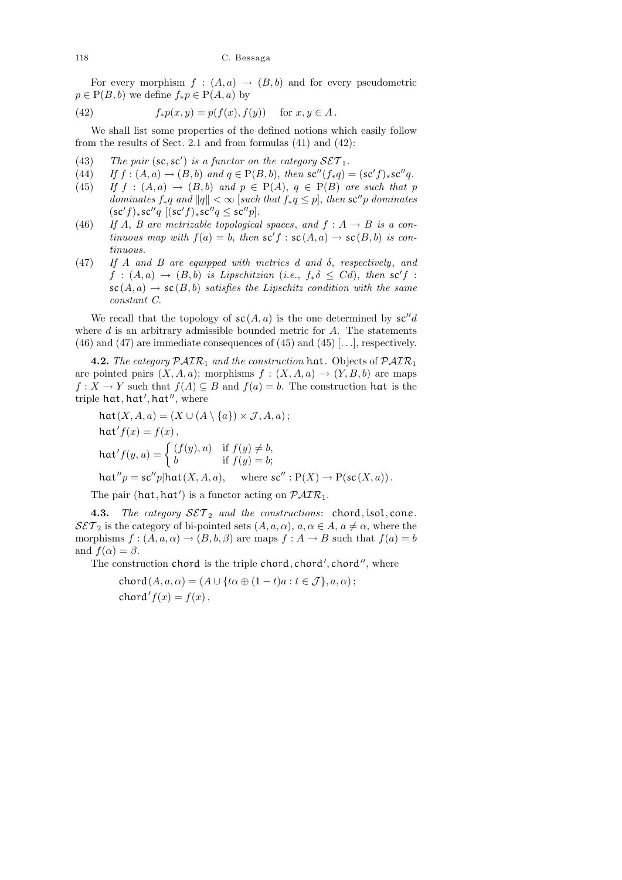For every morphism $f : (A, a) \to (B, b)$ and for every pseudometric $p \in \mathrm{P}(B, b)$ we define $f_* p \in \mathrm{P}(A, a)$ by

$$f_* p(x, y) = p(f(x), f(y)) \quad \text{for } x, y \in A\,. \tag{42}$$

We shall list some properties of the defined notions which easily follow from the results of Sect. 2.1 and from formulas (41) and (42):

(43) *The pair* $(\mathsf{sc}, \mathsf{sc}')$ *is a functor on the category* $\mathcal{SET}_1$.

(44) *If* $f : (A, a) \to (B, b)$ *and* $q \in \mathrm{P}(B, b)$, *then* $\mathsf{sc}''(f_* q) = (\mathsf{sc}' f)_* \mathsf{sc}'' q$.

(45) *If* $f : (A, a) \to (B, b)$ *and* $p \in \mathrm{P}(A)$, $q \in \mathrm{P}(B)$ *are such that* $p$ *dominates* $f_* q$ *and* $\|q\| < \infty$ [*such that* $f_* q \le p$], *then* $\mathsf{sc}'' p$ *dominates* $(\mathsf{sc}' f)_* \mathsf{sc}'' q$ $[(\mathsf{sc}' f)_* \mathsf{sc}'' q \le \mathsf{sc}'' p]$.

(46) *If* $A$, $B$ *are metrizable topological spaces*, *and* $f : A \to B$ *is a continuous map with* $f(a) = b$, *then* $\mathsf{sc}' f : \mathsf{sc}(A, a) \to \mathsf{sc}(B, b)$ *is continuous.*

(47) *If* $A$ *and* $B$ *are equipped with metrics* $d$ *and* $\delta$, *respectively*, *and* $f : (A, a) \to (B, b)$ *is Lipschitzian* (*i.e.*, $f_* \delta \le C d$), *then* $\mathsf{sc}' f : \mathsf{sc}(A, a) \to \mathsf{sc}(B, b)$ *satisfies the Lipschitz condition with the same constant* $C$.

We recall that the topology of $\mathsf{sc}(A, a)$ is the one determined by $\mathsf{sc}'' d$ where $d$ is an arbitrary admissible bounded metric for $A$. The statements (46) and (47) are immediate consequences of (45) and (45) [...], respectively.

**4.2.** *The category* $\mathcal{PAIR}_1$ *and the construction* $\mathsf{hat}$. Objects of $\mathcal{PAIR}_1$ are pointed pairs $(X, A, a)$; morphisms $f : (X, A, a) \to (Y, B, b)$ are maps $f : X \to Y$ such that $f(A) \subseteq B$ and $f(a) = b$. The construction $\mathsf{hat}$ is the triple $\mathsf{hat}, \mathsf{hat}', \mathsf{hat}''$, where

$$\mathsf{hat}(X, A, a) = (X \cup (A \setminus \{a\}) \times \mathcal{J}, A, a)\,;$$

$$\mathsf{hat}' f(x) = f(x)\,,$$

$$\mathsf{hat}' f(y, u) = \begin{cases} (f(y), u) & \text{if } f(y) \ne b, \\ b & \text{if } f(y) = b; \end{cases}$$

$$\mathsf{hat}'' p = \mathsf{sc}'' p | \mathsf{hat}(X, A, a), \quad \text{where } \mathsf{sc}'' : \mathrm{P}(X) \to \mathrm{P}(\mathsf{sc}(X, a))\,.$$

The pair $(\mathsf{hat}, \mathsf{hat}')$ is a functor acting on $\mathcal{PAIR}_1$.

**4.3.** *The category* $\mathcal{SET}_2$ *and the constructions*: $\mathsf{chord}, \mathsf{isol}, \mathsf{cone}$. $\mathcal{SET}_2$ is the category of bi-pointed sets $(A, a, \alpha)$, $a, \alpha \in A$, $a \ne \alpha$, where the morphisms $f : (A, a, \alpha) \to (B, b, \beta)$ are maps $f : A \to B$ such that $f(a) = b$ and $f(\alpha) = \beta$.

The construction $\mathsf{chord}$ is the triple $\mathsf{chord}, \mathsf{chord}', \mathsf{chord}''$, where

$$\mathsf{chord}(A, a, \alpha) = (A \cup \{t\alpha \oplus (1 - t)a : t \in \mathcal{J}\}, a, \alpha)\,;$$

$$\mathsf{chord}' f(x) = f(x)\,,$$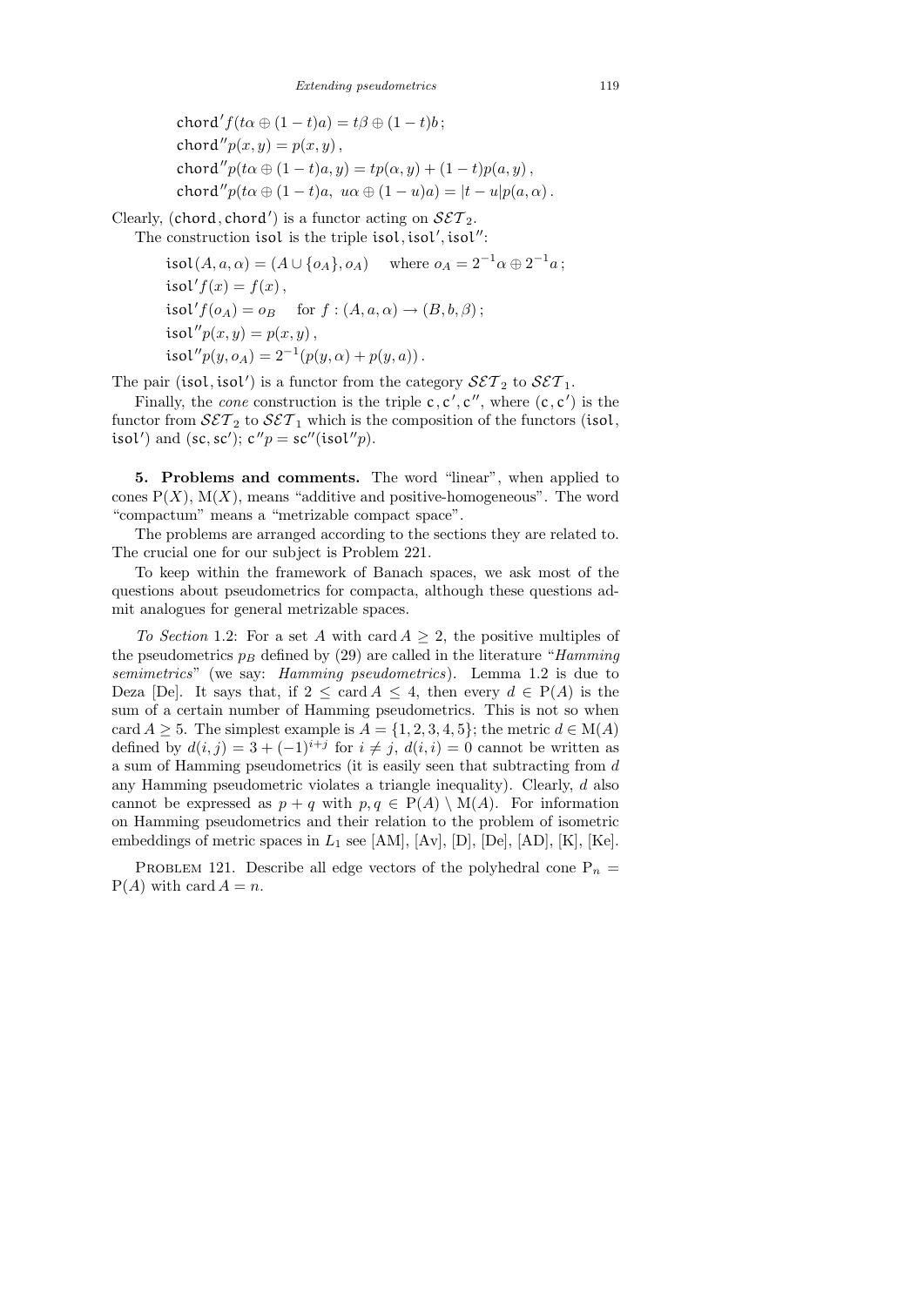$$\mathsf{chord}' f(t\alpha \oplus (1-t)a) = t\beta \oplus (1-t)b\,;$$
$$\mathsf{chord}'' p(x,y) = p(x,y)\,,$$
$$\mathsf{chord}'' p(t\alpha \oplus (1-t)a, y) = tp(\alpha, y) + (1-t)p(a,y)\,,$$
$$\mathsf{chord}'' p(t\alpha \oplus (1-t)a,\ u\alpha \oplus (1-u)a) = |t-u| p(a,\alpha)\,.$$

Clearly, $(\mathsf{chord}, \mathsf{chord}')$ is a functor acting on $\mathcal{SET}_2$.

The construction $\mathsf{isol}$ is the triple $\mathsf{isol}, \mathsf{isol}', \mathsf{isol}''$:

$$\mathsf{isol}(A, a, \alpha) = (A \cup \{o_A\}, o_A) \quad \text{where } o_A = 2^{-1}\alpha \oplus 2^{-1}a\,;$$
$$\mathsf{isol}' f(x) = f(x)\,,$$
$$\mathsf{isol}' f(o_A) = o_B \quad \text{for } f : (A, a, \alpha) \to (B, b, \beta)\,;$$
$$\mathsf{isol}'' p(x,y) = p(x,y)\,,$$
$$\mathsf{isol}'' p(y, o_A) = 2^{-1}(p(y,\alpha) + p(y,a))\,.$$

The pair $(\mathsf{isol}, \mathsf{isol}')$ is a functor from the category $\mathcal{SET}_2$ to $\mathcal{SET}_1$.

Finally, the *cone* construction is the triple $\mathsf{c}, \mathsf{c}', \mathsf{c}''$, where $(\mathsf{c}, \mathsf{c}')$ is the functor from $\mathcal{SET}_2$ to $\mathcal{SET}_1$ which is the composition of the functors $(\mathsf{isol}, \mathsf{isol}')$ and $(\mathsf{sc}, \mathsf{sc}')$; $\mathsf{c}'' p = \mathsf{sc}''(\mathsf{isol}'' p)$.

**5. Problems and comments.** The word "linear", when applied to cones $\mathrm{P}(X)$, $\mathrm{M}(X)$, means "additive and positive-homogeneous". The word "compactum" means a "metrizable compact space".

The problems are arranged according to the sections they are related to. The crucial one for our subject is Problem 221.

To keep within the framework of Banach spaces, we ask most of the questions about pseudometrics for compacta, although these questions admit analogues for general metrizable spaces.

*To Section* 1.2: For a set $A$ with $\operatorname{card} A \geq 2$, the positive multiples of the pseudometrics $p_B$ defined by (29) are called in the literature "*Hamming semimetrics*" (we say: *Hamming pseudometrics*). Lemma 1.2 is due to Deza [De]. It says that, if $2 \leq \operatorname{card} A \leq 4$, then every $d \in \mathrm{P}(A)$ is the sum of a certain number of Hamming pseudometrics. This is not so when $\operatorname{card} A \geq 5$. The simplest example is $A = \{1,2,3,4,5\}$; the metric $d \in \mathrm{M}(A)$ defined by $d(i,j) = 3 + (-1)^{i+j}$ for $i \neq j$, $d(i,i) = 0$ cannot be written as a sum of Hamming pseudometrics (it is easily seen that subtracting from $d$ any Hamming pseudometric violates a triangle inequality). Clearly, $d$ also cannot be expressed as $p + q$ with $p, q \in \mathrm{P}(A) \setminus \mathrm{M}(A)$. For information on Hamming pseudometrics and their relation to the problem of isometric embeddings of metric spaces in $L_1$ see [AM], [Av], [D], [De], [AD], [K], [Ke].

Problem 121. Describe all edge vectors of the polyhedral cone $\mathrm{P}_n = \mathrm{P}(A)$ with $\operatorname{card} A = n$.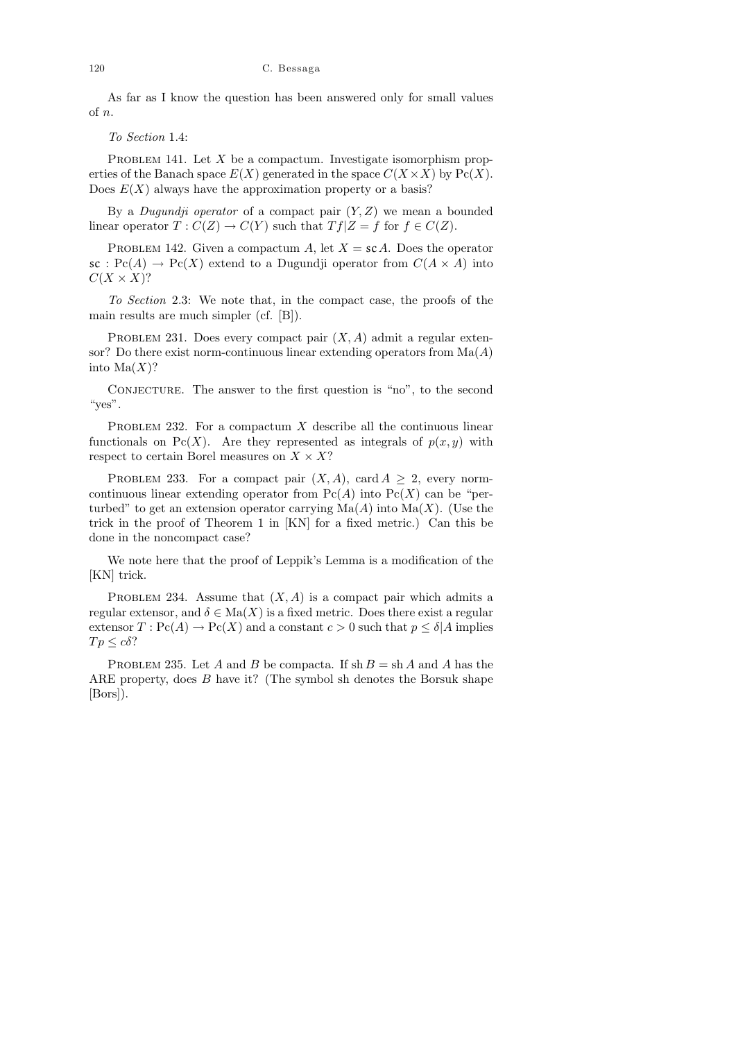As far as I know the question has been answered only for small values of $n$.

*To Section* 1.4:

PROBLEM 141. Let $X$ be a compactum. Investigate isomorphism properties of the Banach space $E(X)$ generated in the space $C(X \times X)$ by $\mathrm{Pc}(X)$. Does $E(X)$ always have the approximation property or a basis?

By a *Dugundji operator* of a compact pair $(Y, Z)$ we mean a bounded linear operator $T : C(Z) \to C(Y)$ such that $Tf|Z = f$ for $f \in C(Z)$.

PROBLEM 142. Given a compactum $A$, let $X = \mathsf{sc}\,A$. Does the operator $\mathsf{sc} : \mathrm{Pc}(A) \to \mathrm{Pc}(X)$ extend to a Dugundji operator from $C(A \times A)$ into $C(X \times X)$?

*To Section* 2.3: We note that, in the compact case, the proofs of the main results are much simpler (cf. [B]).

PROBLEM 231. Does every compact pair $(X, A)$ admit a regular extensor? Do there exist norm-continuous linear extending operators from $\mathrm{Ma}(A)$ into $\mathrm{Ma}(X)$?

CONJECTURE. The answer to the first question is "no", to the second "yes".

PROBLEM 232. For a compactum $X$ describe all the continuous linear functionals on $\mathrm{Pc}(X)$. Are they represented as integrals of $p(x, y)$ with respect to certain Borel measures on $X \times X$?

PROBLEM 233. For a compact pair $(X, A)$, $\operatorname{card} A \geq 2$, every norm-continuous linear extending operator from $\mathrm{Pc}(A)$ into $\mathrm{Pc}(X)$ can be "perturbed" to get an extension operator carrying $\mathrm{Ma}(A)$ into $\mathrm{Ma}(X)$. (Use the trick in the proof of Theorem 1 in [KN] for a fixed metric.) Can this be done in the noncompact case?

We note here that the proof of Leppik's Lemma is a modification of the [KN] trick.

PROBLEM 234. Assume that $(X, A)$ is a compact pair which admits a regular extensor, and $\delta \in \mathrm{Ma}(X)$ is a fixed metric. Does there exist a regular extensor $T : \mathrm{Pc}(A) \to \mathrm{Pc}(X)$ and a constant $c > 0$ such that $p \leq \delta|A$ implies $Tp \leq c\delta$?

PROBLEM 235. Let $A$ and $B$ be compacta. If $\operatorname{sh} B = \operatorname{sh} A$ and $A$ has the ARE property, does $B$ have it? (The symbol sh denotes the Borsuk shape [Bors]).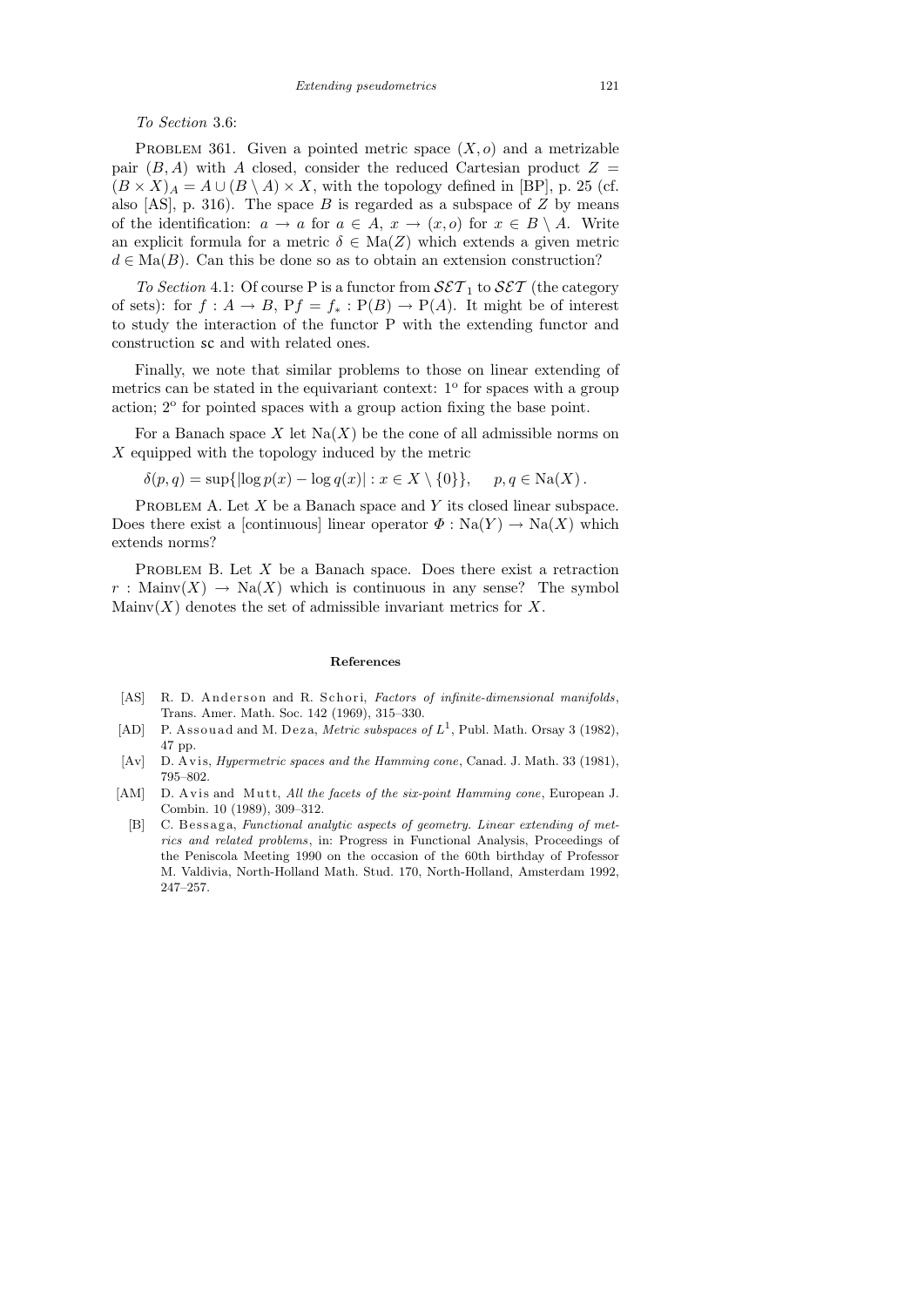*To Section* 3.6:

PROBLEM 361. Given a pointed metric space $(X, o)$ and a metrizable pair $(B, A)$ with $A$ closed, consider the reduced Cartesian product $Z = (B \times X)_A = A \cup (B \setminus A) \times X$, with the topology defined in [BP], p. 25 (cf. also [AS], p. 316). The space $B$ is regarded as a subspace of $Z$ by means of the identification: $a \to a$ for $a \in A$, $x \to (x, o)$ for $x \in B \setminus A$. Write an explicit formula for a metric $\delta \in \mathrm{Ma}(Z)$ which extends a given metric $d \in \mathrm{Ma}(B)$. Can this be done so as to obtain an extension construction?

*To Section* 4.1: Of course P is a functor from $\mathcal{SET}_1$ to $\mathcal{SET}$ (the category of sets): for $f : A \to B$, $\mathrm{P}f = f_* : \mathrm{P}(B) \to \mathrm{P}(A)$. It might be of interest to study the interaction of the functor P with the extending functor and construction $\mathsf{sc}$ and with related ones.

Finally, we note that similar problems to those on linear extending of metrics can be stated in the equivariant context: 1° for spaces with a group action; 2° for pointed spaces with a group action fixing the base point.

For a Banach space $X$ let $\mathrm{Na}(X)$ be the cone of all admissible norms on $X$ equipped with the topology induced by the metric

$$\delta(p, q) = \sup\{|\log p(x) - \log q(x)| : x \in X \setminus \{0\}\}, \quad p, q \in \mathrm{Na}(X).$$

PROBLEM A. Let $X$ be a Banach space and $Y$ its closed linear subspace. Does there exist a [continuous] linear operator $\Phi : \mathrm{Na}(Y) \to \mathrm{Na}(X)$ which extends norms?

PROBLEM B. Let $X$ be a Banach space. Does there exist a retraction $r : \mathrm{Mainv}(X) \to \mathrm{Na}(X)$ which is continuous in any sense? The symbol $\mathrm{Mainv}(X)$ denotes the set of admissible invariant metrics for $X$.

## References

- [AS] R. D. Anderson and R. Schori, *Factors of infinite-dimensional manifolds*, Trans. Amer. Math. Soc. 142 (1969), 315–330.
- [AD] P. Assouad and M. Deza, *Metric subspaces of $L^1$*, Publ. Math. Orsay 3 (1982), 47 pp.
- [Av] D. Avis, *Hypermetric spaces and the Hamming cone*, Canad. J. Math. 33 (1981), 795–802.
- [AM] D. Avis and Mutt, *All the facets of the six-point Hamming cone*, European J. Combin. 10 (1989), 309–312.
- [B] C. Bessaga, *Functional analytic aspects of geometry. Linear extending of metrics and related problems*, in: Progress in Functional Analysis, Proceedings of the Peniscola Meeting 1990 on the occasion of the 60th birthday of Professor M. Valdivia, North-Holland Math. Stud. 170, North-Holland, Amsterdam 1992, 247–257.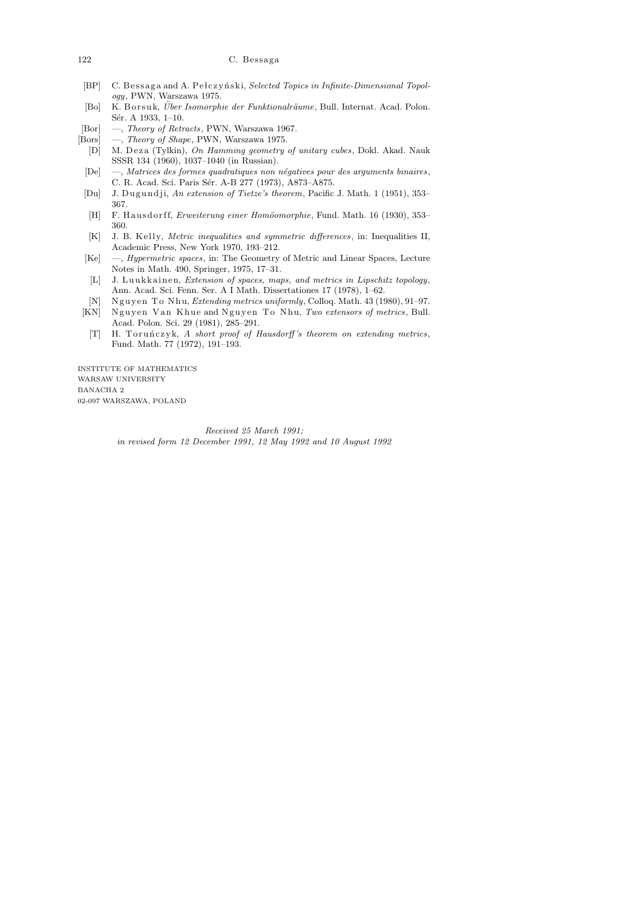[BP] C. Bessaga and A. Pełczyński, *Selected Topics in Infinite-Dimensional Topology*, PWN, Warszawa 1975.

[Bo] K. Borsuk, *Über Isomorphie der Funktionalräume*, Bull. Internat. Acad. Polon. Sér. A 1933, 1–10.

[Bor] —, *Theory of Retracts*, PWN, Warszawa 1967.

[Bors] —, *Theory of Shape*, PWN, Warszawa 1975.

[D] M. Deza (Tylkin), *On Hamming geometry of unitary cubes*, Dokl. Akad. Nauk SSSR 134 (1960), 1037–1040 (in Russian).

[De] —, *Matrices des formes quadratiques non négatives pour des arguments binaires*, C. R. Acad. Sci. Paris Sér. A-B 277 (1973), A873–A875.

[Du] J. Dugundji, *An extension of Tietze's theorem*, Pacific J. Math. 1 (1951), 353–367.

[H] F. Hausdorff, *Erweiterung einer Homöomorphie*, Fund. Math. 16 (1930), 353–360.

[K] J. B. Kelly, *Metric inequalities and symmetric differences*, in: Inequalities II, Academic Press, New York 1970, 193–212.

[Ke] —, *Hypermetric spaces*, in: The Geometry of Metric and Linear Spaces, Lecture Notes in Math. 490, Springer, 1975, 17–31.

[L] J. Luukkainen, *Extension of spaces, maps, and metrics in Lipschitz topology*, Ann. Acad. Sci. Fenn. Ser. A I Math. Dissertationes 17 (1978), 1–62.

[N] Nguyen To Nhu, *Extending metrics uniformly*, Colloq. Math. 43 (1980), 91–97.

[KN] Nguyen Van Khue and Nguyen To Nhu, *Two extensors of metrics*, Bull. Acad. Polon. Sci. 29 (1981), 285–291.

[T] H. Toruńczyk, *A short proof of Hausdorff's theorem on extending metrics*, Fund. Math. 77 (1972), 191–193.

INSTITUTE OF MATHEMATICS
WARSAW UNIVERSITY
BANACHA 2
02-097 WARSZAWA, POLAND

*Received 25 March 1991;*
*in revised form 12 December 1991, 12 May 1992 and 10 August 1992*